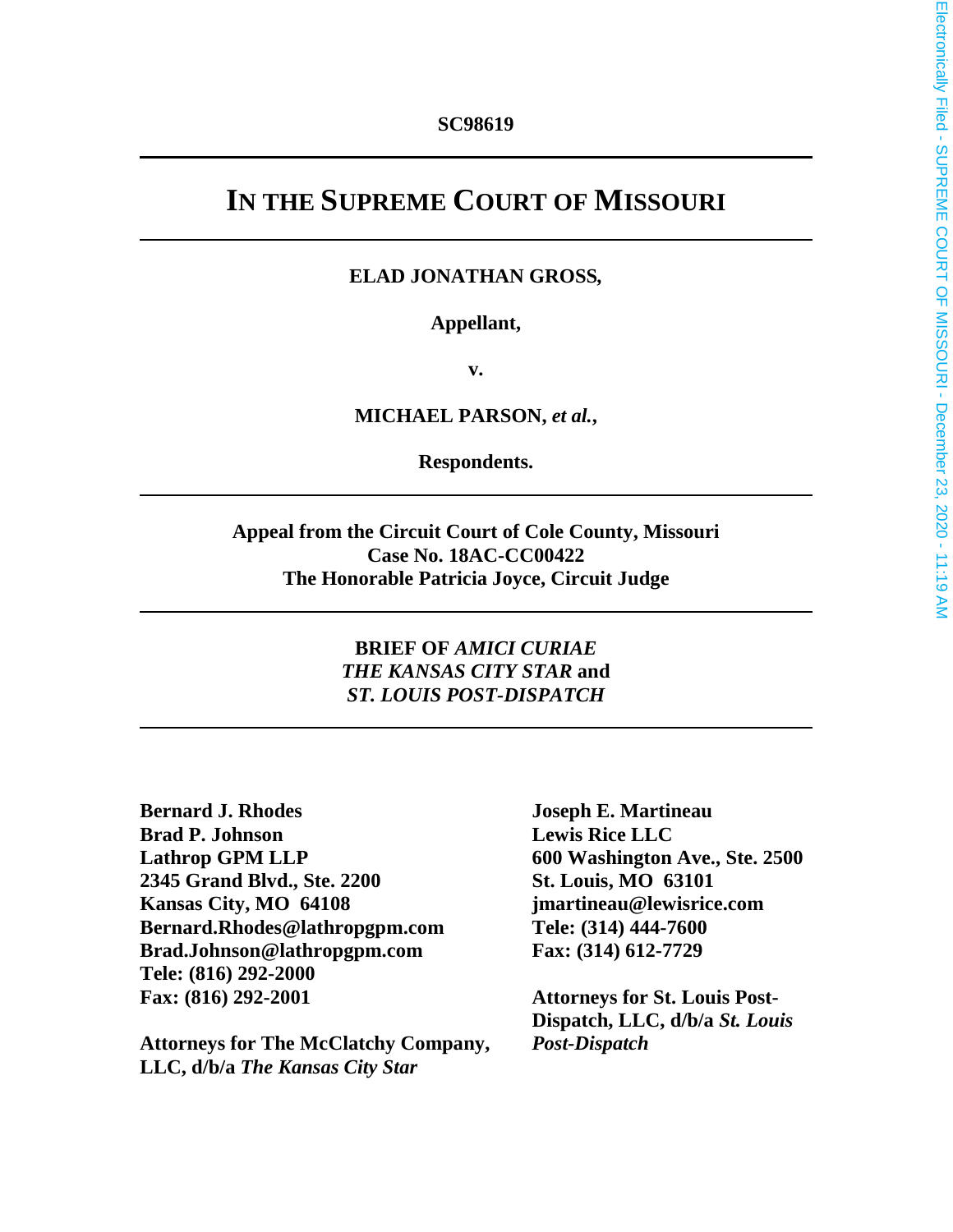**SC98619**

# IN THE SUPREME COURT OF MISSOURI

**ELAD JONATHAN GROSS,**

**Appellant,**

**v.**

**MICHAEL PARSON, *et al.*,**

**Respondents.**

**Appeal from the Circuit Court of Cole County, Missouri**
**Case No. 18AC-CC00422**
**The Honorable Patricia Joyce, Circuit Judge**

**BRIEF OF *AMICI CURIAE***
***THE KANSAS CITY STAR* and**
***ST. LOUIS POST-DISPATCH***

**Bernard J. Rhodes**
**Brad P. Johnson**
**Lathrop GPM LLP**
**2345 Grand Blvd., Ste. 2200**
**Kansas City, MO 64108**
**Bernard.Rhodes@lathropgpm.com**
**Brad.Johnson@lathropgpm.com**
**Tele: (816) 292-2000**
**Fax: (816) 292-2001**

**Attorneys for The McClatchy Company, LLC, d/b/a *The Kansas City Star***

**Joseph E. Martineau**
**Lewis Rice LLC**
**600 Washington Ave., Ste. 2500**
**St. Louis, MO 63101**
**jmartineau@lewisrice.com**
**Tele: (314) 444-7600**
**Fax: (314) 612-7729**

**Attorneys for St. Louis Post-Dispatch, LLC, d/b/a *St. Louis Post-Dispatch***

Electronically Filed - SUPREME COURT OF MISSOURI - December 23, 2020 - 11:19 AM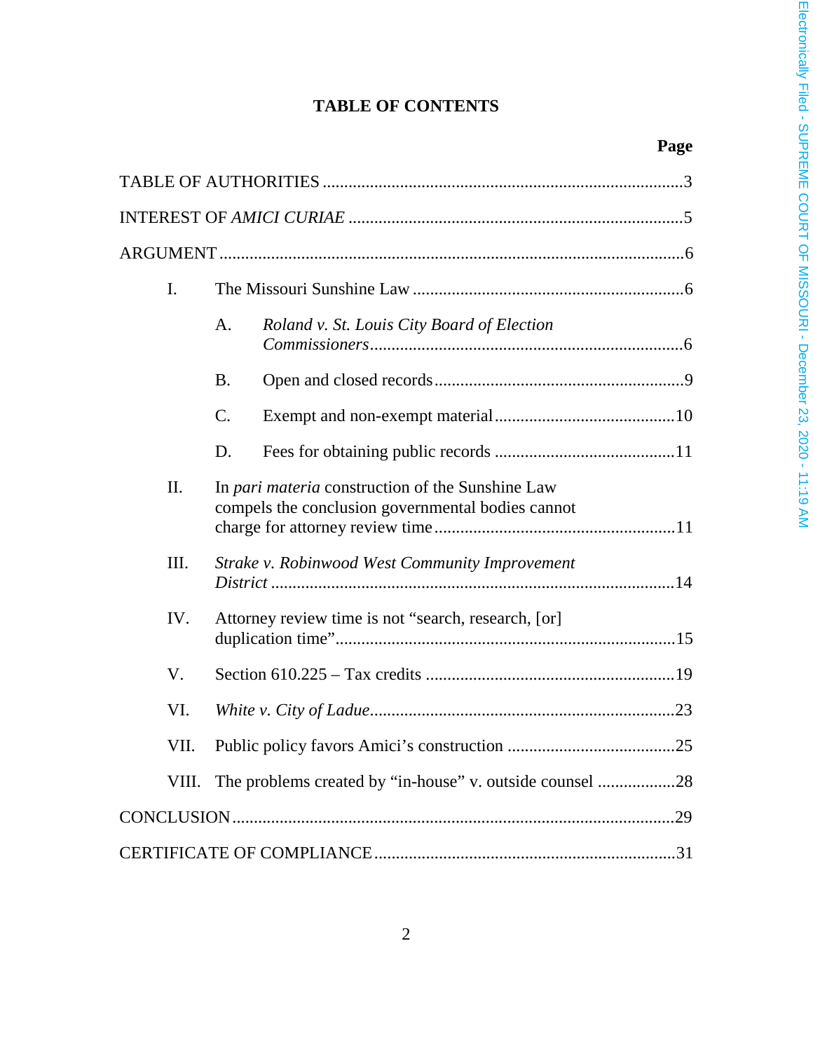## TABLE OF CONTENTS

| | Page |
|---|---|
| TABLE OF AUTHORITIES | 3 |
| INTEREST OF *AMICI CURIAE* | 5 |
| ARGUMENT | 6 |
| I. The Missouri Sunshine Law | 6 |
| A. *Roland v. St. Louis City Board of Election Commissioners* | 6 |
| B. Open and closed records | 9 |
| C. Exempt and non-exempt material | 10 |
| D. Fees for obtaining public records | 11 |
| II. In *pari materia* construction of the Sunshine Law compels the conclusion governmental bodies cannot charge for attorney review time | 11 |
| III. *Strake v. Robinwood West Community Improvement District* | 14 |
| IV. Attorney review time is not "search, research, [or] duplication time" | 15 |
| V. Section 610.225 – Tax credits | 19 |
| VI. *White v. City of Ladue* | 23 |
| VII. Public policy favors Amici's construction | 25 |
| VIII. The problems created by "in-house" v. outside counsel | 28 |
| CONCLUSION | 29 |
| CERTIFICATE OF COMPLIANCE | 31 |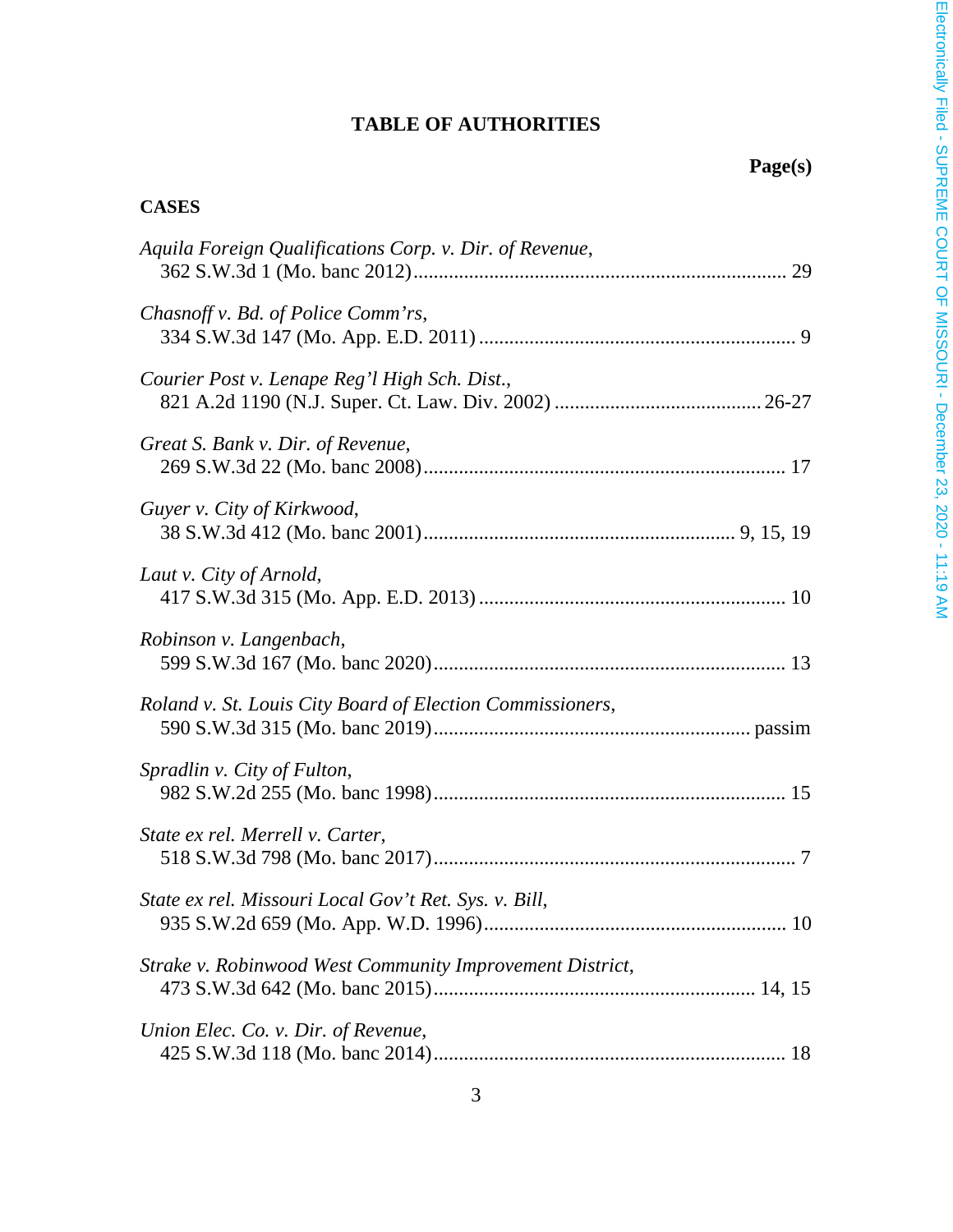# TABLE OF AUTHORITIES

**Page(s)**

## CASES

*Aquila Foreign Qualifications Corp. v. Dir. of Revenue*,
362 S.W.3d 1 (Mo. banc 2012) ... 29

*Chasnoff v. Bd. of Police Comm'rs*,
334 S.W.3d 147 (Mo. App. E.D. 2011) ... 9

*Courier Post v. Lenape Reg'l High Sch. Dist.*,
821 A.2d 1190 (N.J. Super. Ct. Law. Div. 2002) ... 26-27

*Great S. Bank v. Dir. of Revenue*,
269 S.W.3d 22 (Mo. banc 2008) ... 17

*Guyer v. City of Kirkwood*,
38 S.W.3d 412 (Mo. banc 2001) ... 9, 15, 19

*Laut v. City of Arnold*,
417 S.W.3d 315 (Mo. App. E.D. 2013) ... 10

*Robinson v. Langenbach*,
599 S.W.3d 167 (Mo. banc 2020) ... 13

*Roland v. St. Louis City Board of Election Commissioners*,
590 S.W.3d 315 (Mo. banc 2019) ... passim

*Spradlin v. City of Fulton*,
982 S.W.2d 255 (Mo. banc 1998) ... 15

*State ex rel. Merrell v. Carter*,
518 S.W.3d 798 (Mo. banc 2017) ... 7

*State ex rel. Missouri Local Gov't Ret. Sys. v. Bill*,
935 S.W.2d 659 (Mo. App. W.D. 1996) ... 10

*Strake v. Robinwood West Community Improvement District*,
473 S.W.3d 642 (Mo. banc 2015) ... 14, 15

*Union Elec. Co. v. Dir. of Revenue*,
425 S.W.3d 118 (Mo. banc 2014) ... 18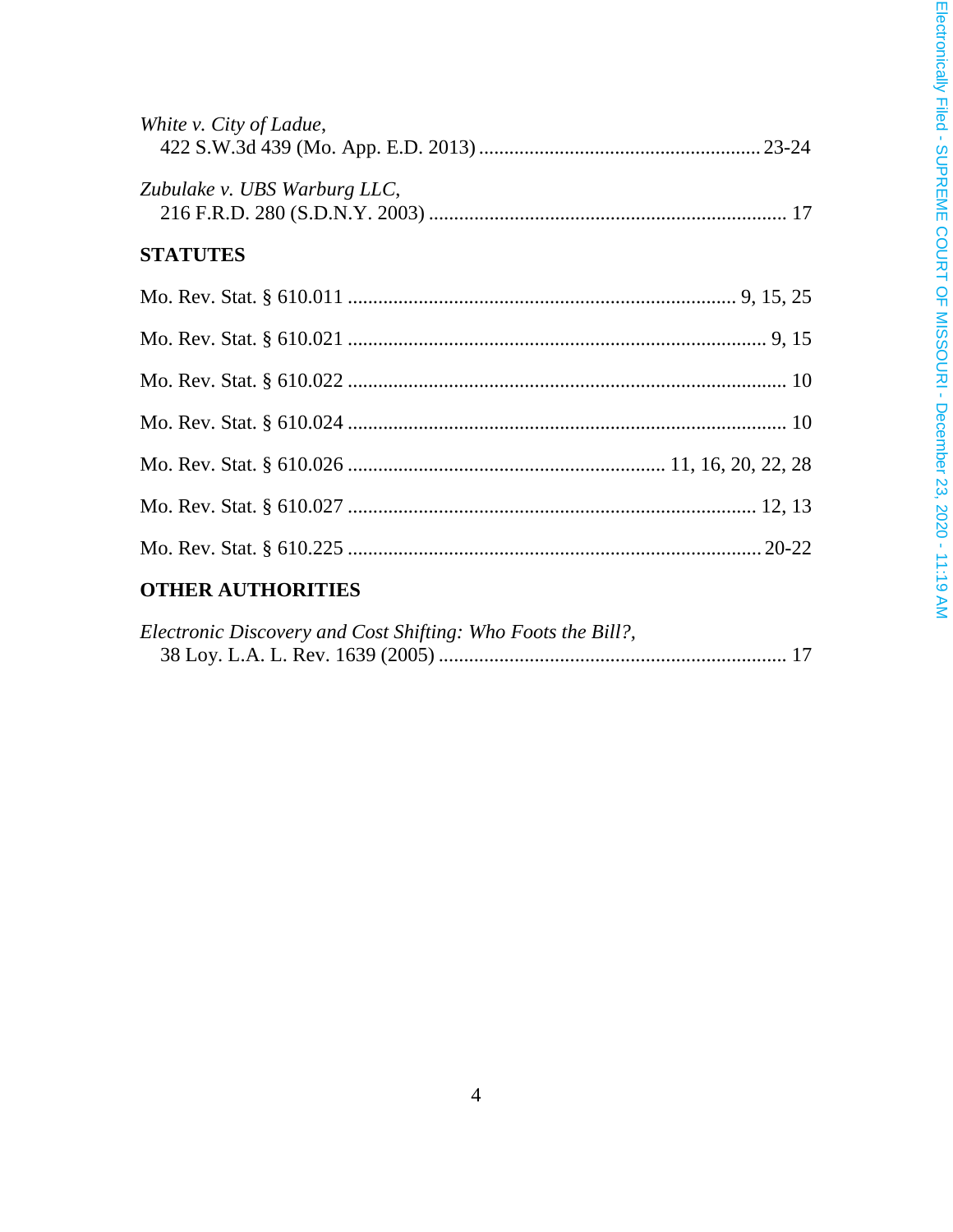*White v. City of Ladue*,
422 S.W.3d 439 (Mo. App. E.D. 2013) ........................................................ 23-24

*Zubulake v. UBS Warburg LLC*,
216 F.R.D. 280 (S.D.N.Y. 2003) ....................................................................... 17

**STATUTES**

Mo. Rev. Stat. § 610.011 ............................................................................ 9, 15, 25

Mo. Rev. Stat. § 610.021 .................................................................................. 9, 15

Mo. Rev. Stat. § 610.022 ...................................................................................... 10

Mo. Rev. Stat. § 610.024 ...................................................................................... 10

Mo. Rev. Stat. § 610.026 ............................................................... 11, 16, 20, 22, 28

Mo. Rev. Stat. § 610.027 ................................................................................ 12, 13

Mo. Rev. Stat. § 610.225 .................................................................................. 20-22

**OTHER AUTHORITIES**

*Electronic Discovery and Cost Shifting: Who Foots the Bill?*,
38 Loy. L.A. L. Rev. 1639 (2005) .................................................................... 17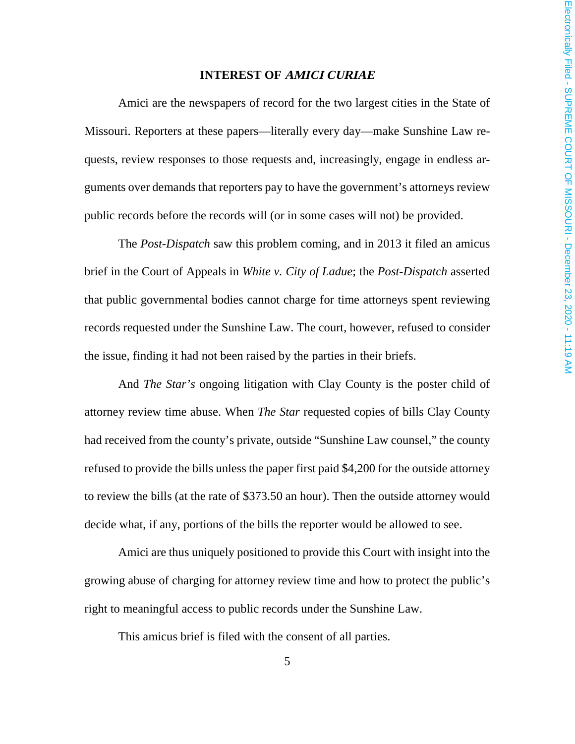# INTEREST OF *AMICI CURIAE*

Amici are the newspapers of record for the two largest cities in the State of Missouri. Reporters at these papers—literally every day—make Sunshine Law requests, review responses to those requests and, increasingly, engage in endless arguments over demands that reporters pay to have the government's attorneys review public records before the records will (or in some cases will not) be provided.

The *Post-Dispatch* saw this problem coming, and in 2013 it filed an amicus brief in the Court of Appeals in *White v. City of Ladue*; the *Post-Dispatch* asserted that public governmental bodies cannot charge for time attorneys spent reviewing records requested under the Sunshine Law. The court, however, refused to consider the issue, finding it had not been raised by the parties in their briefs.

And *The Star's* ongoing litigation with Clay County is the poster child of attorney review time abuse. When *The Star* requested copies of bills Clay County had received from the county's private, outside "Sunshine Law counsel," the county refused to provide the bills unless the paper first paid $4,200 for the outside attorney to review the bills (at the rate of $373.50 an hour). Then the outside attorney would decide what, if any, portions of the bills the reporter would be allowed to see.

Amici are thus uniquely positioned to provide this Court with insight into the growing abuse of charging for attorney review time and how to protect the public's right to meaningful access to public records under the Sunshine Law.

This amicus brief is filed with the consent of all parties.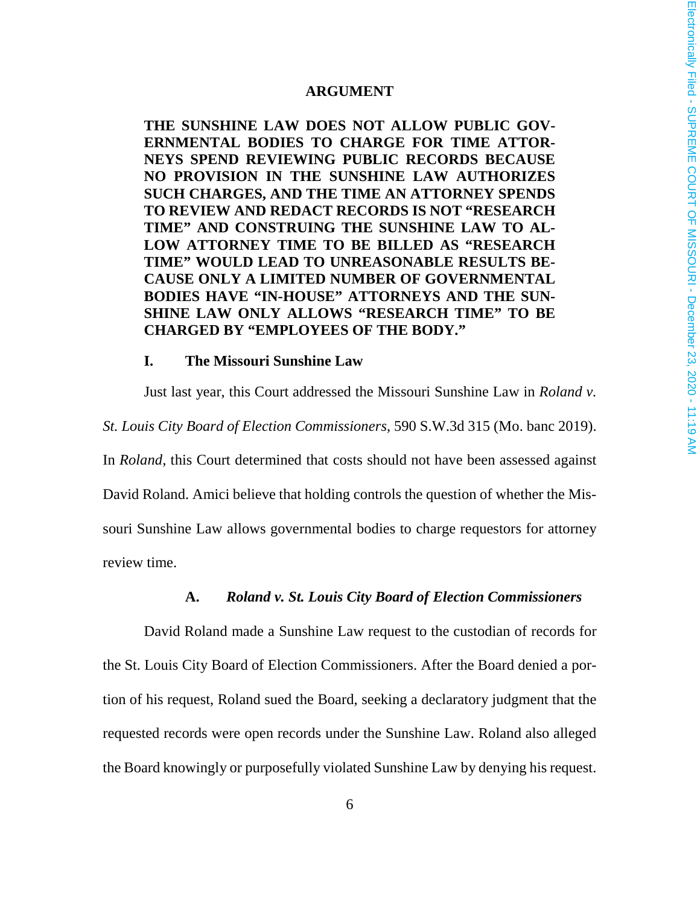## ARGUMENT

**THE SUNSHINE LAW DOES NOT ALLOW PUBLIC GOVERNMENTAL BODIES TO CHARGE FOR TIME ATTORNEYS SPEND REVIEWING PUBLIC RECORDS BECAUSE NO PROVISION IN THE SUNSHINE LAW AUTHORIZES SUCH CHARGES, AND THE TIME AN ATTORNEY SPENDS TO REVIEW AND REDACT RECORDS IS NOT "RESEARCH TIME" AND CONSTRUING THE SUNSHINE LAW TO ALLOW ATTORNEY TIME TO BE BILLED AS "RESEARCH TIME" WOULD LEAD TO UNREASONABLE RESULTS BECAUSE ONLY A LIMITED NUMBER OF GOVERNMENTAL BODIES HAVE "IN-HOUSE" ATTORNEYS AND THE SUNSHINE LAW ONLY ALLOWS "RESEARCH TIME" TO BE CHARGED BY "EMPLOYEES OF THE BODY."**

### I. The Missouri Sunshine Law

Just last year, this Court addressed the Missouri Sunshine Law in *Roland v. St. Louis City Board of Election Commissioners*, 590 S.W.3d 315 (Mo. banc 2019). In *Roland*, this Court determined that costs should not have been assessed against David Roland. Amici believe that holding controls the question of whether the Missouri Sunshine Law allows governmental bodies to charge requestors for attorney review time.

#### A. *Roland v. St. Louis City Board of Election Commissioners*

David Roland made a Sunshine Law request to the custodian of records for the St. Louis City Board of Election Commissioners. After the Board denied a portion of his request, Roland sued the Board, seeking a declaratory judgment that the requested records were open records under the Sunshine Law. Roland also alleged the Board knowingly or purposefully violated Sunshine Law by denying his request.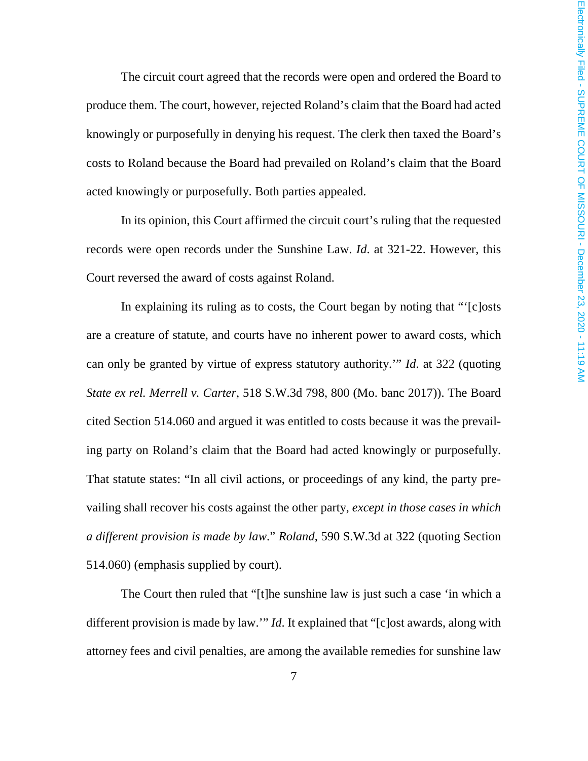The circuit court agreed that the records were open and ordered the Board to produce them. The court, however, rejected Roland's claim that the Board had acted knowingly or purposefully in denying his request. The clerk then taxed the Board's costs to Roland because the Board had prevailed on Roland's claim that the Board acted knowingly or purposefully. Both parties appealed.

In its opinion, this Court affirmed the circuit court's ruling that the requested records were open records under the Sunshine Law. *Id*. at 321-22. However, this Court reversed the award of costs against Roland.

In explaining its ruling as to costs, the Court began by noting that "'[c]osts are a creature of statute, and courts have no inherent power to award costs, which can only be granted by virtue of express statutory authority.'" *Id*. at 322 (quoting *State ex rel. Merrell v. Carter*, 518 S.W.3d 798, 800 (Mo. banc 2017)). The Board cited Section 514.060 and argued it was entitled to costs because it was the prevailing party on Roland's claim that the Board had acted knowingly or purposefully. That statute states: "In all civil actions, or proceedings of any kind, the party prevailing shall recover his costs against the other party, *except in those cases in which a different provision is made by law*." *Roland*, 590 S.W.3d at 322 (quoting Section 514.060) (emphasis supplied by court).

The Court then ruled that "[t]he sunshine law is just such a case 'in which a different provision is made by law.'" *Id*. It explained that "[c]ost awards, along with attorney fees and civil penalties, are among the available remedies for sunshine law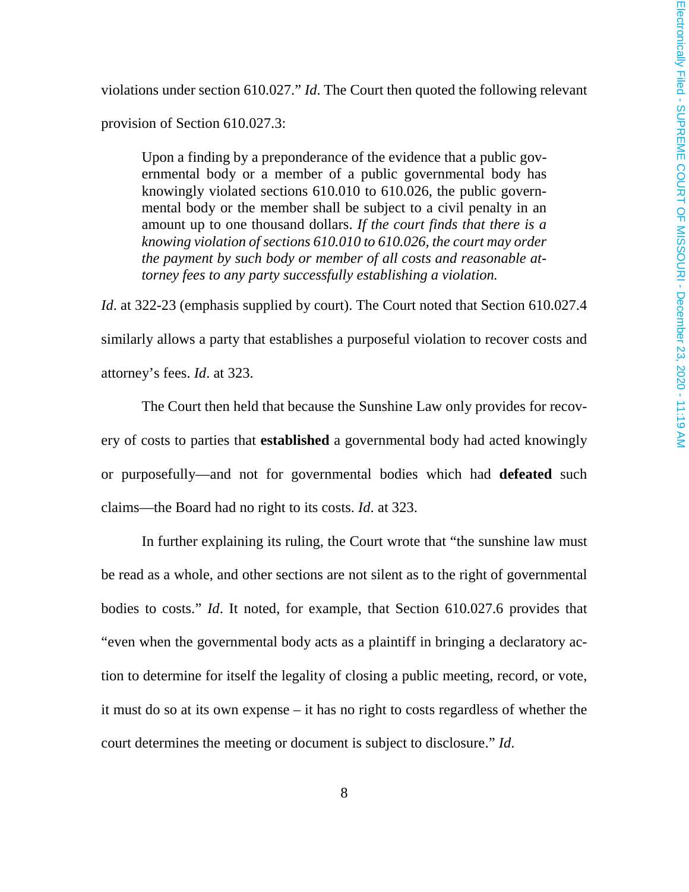violations under section 610.027." *Id*. The Court then quoted the following relevant provision of Section 610.027.3:

> Upon a finding by a preponderance of the evidence that a public governmental body or a member of a public governmental body has knowingly violated sections 610.010 to 610.026, the public governmental body or the member shall be subject to a civil penalty in an amount up to one thousand dollars. *If the court finds that there is a knowing violation of sections 610.010 to 610.026, the court may order the payment by such body or member of all costs and reasonable attorney fees to any party successfully establishing a violation.*

*Id*. at 322-23 (emphasis supplied by court). The Court noted that Section 610.027.4 similarly allows a party that establishes a purposeful violation to recover costs and attorney's fees. *Id*. at 323.

The Court then held that because the Sunshine Law only provides for recovery of costs to parties that **established** a governmental body had acted knowingly or purposefully—and not for governmental bodies which had **defeated** such claims—the Board had no right to its costs. *Id*. at 323.

In further explaining its ruling, the Court wrote that "the sunshine law must be read as a whole, and other sections are not silent as to the right of governmental bodies to costs." *Id*. It noted, for example, that Section 610.027.6 provides that "even when the governmental body acts as a plaintiff in bringing a declaratory action to determine for itself the legality of closing a public meeting, record, or vote, it must do so at its own expense – it has no right to costs regardless of whether the court determines the meeting or document is subject to disclosure." *Id*.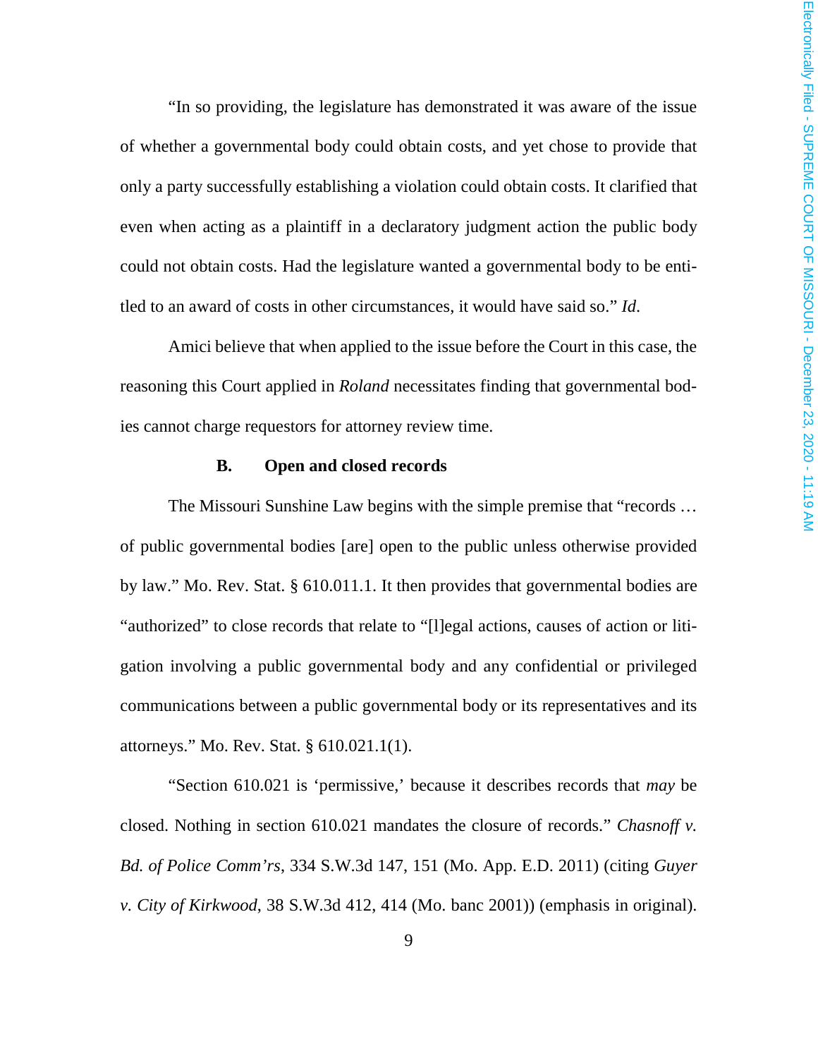"In so providing, the legislature has demonstrated it was aware of the issue of whether a governmental body could obtain costs, and yet chose to provide that only a party successfully establishing a violation could obtain costs. It clarified that even when acting as a plaintiff in a declaratory judgment action the public body could not obtain costs. Had the legislature wanted a governmental body to be entitled to an award of costs in other circumstances, it would have said so." *Id*.

Amici believe that when applied to the issue before the Court in this case, the reasoning this Court applied in *Roland* necessitates finding that governmental bodies cannot charge requestors for attorney review time.

### B. Open and closed records

The Missouri Sunshine Law begins with the simple premise that "records … of public governmental bodies [are] open to the public unless otherwise provided by law." Mo. Rev. Stat. § 610.011.1. It then provides that governmental bodies are "authorized" to close records that relate to "[l]egal actions, causes of action or litigation involving a public governmental body and any confidential or privileged communications between a public governmental body or its representatives and its attorneys." Mo. Rev. Stat. § 610.021.1(1).

"Section 610.021 is 'permissive,' because it describes records that *may* be closed. Nothing in section 610.021 mandates the closure of records." *Chasnoff v. Bd. of Police Comm'rs*, 334 S.W.3d 147, 151 (Mo. App. E.D. 2011) (citing *Guyer v. City of Kirkwood*, 38 S.W.3d 412, 414 (Mo. banc 2001)) (emphasis in original).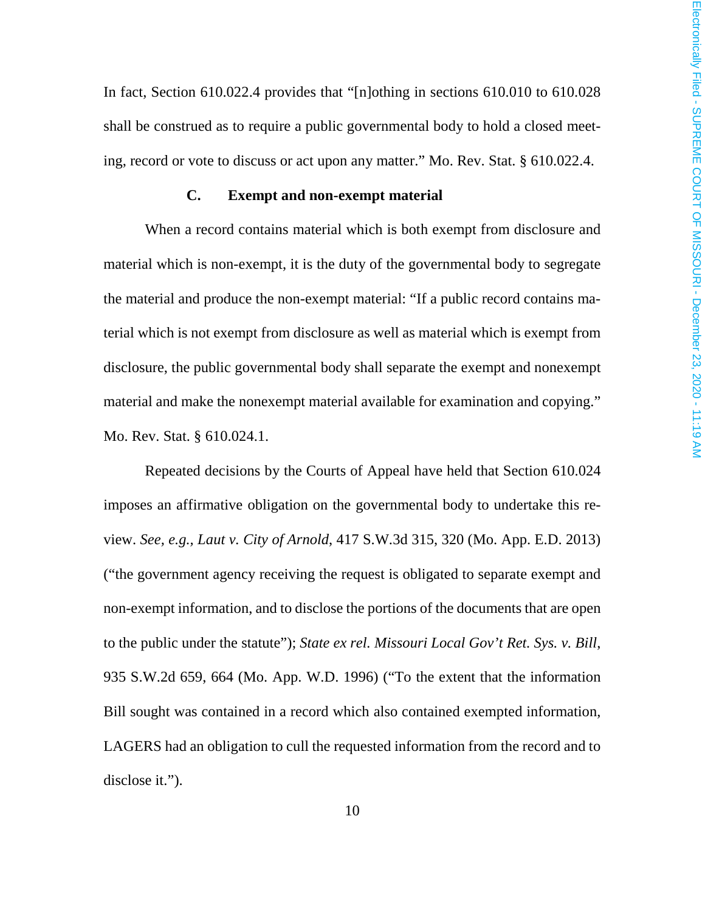In fact, Section 610.022.4 provides that "[n]othing in sections 610.010 to 610.028 shall be construed as to require a public governmental body to hold a closed meeting, record or vote to discuss or act upon any matter." Mo. Rev. Stat. § 610.022.4.

### C. Exempt and non-exempt material

When a record contains material which is both exempt from disclosure and material which is non-exempt, it is the duty of the governmental body to segregate the material and produce the non-exempt material: "If a public record contains material which is not exempt from disclosure as well as material which is exempt from disclosure, the public governmental body shall separate the exempt and nonexempt material and make the nonexempt material available for examination and copying." Mo. Rev. Stat. § 610.024.1.

Repeated decisions by the Courts of Appeal have held that Section 610.024 imposes an affirmative obligation on the governmental body to undertake this review. *See, e.g., Laut v. City of Arnold*, 417 S.W.3d 315, 320 (Mo. App. E.D. 2013) ("the government agency receiving the request is obligated to separate exempt and non-exempt information, and to disclose the portions of the documents that are open to the public under the statute"); *State ex rel. Missouri Local Gov't Ret. Sys. v. Bill*, 935 S.W.2d 659, 664 (Mo. App. W.D. 1996) ("To the extent that the information Bill sought was contained in a record which also contained exempted information, LAGERS had an obligation to cull the requested information from the record and to disclose it.").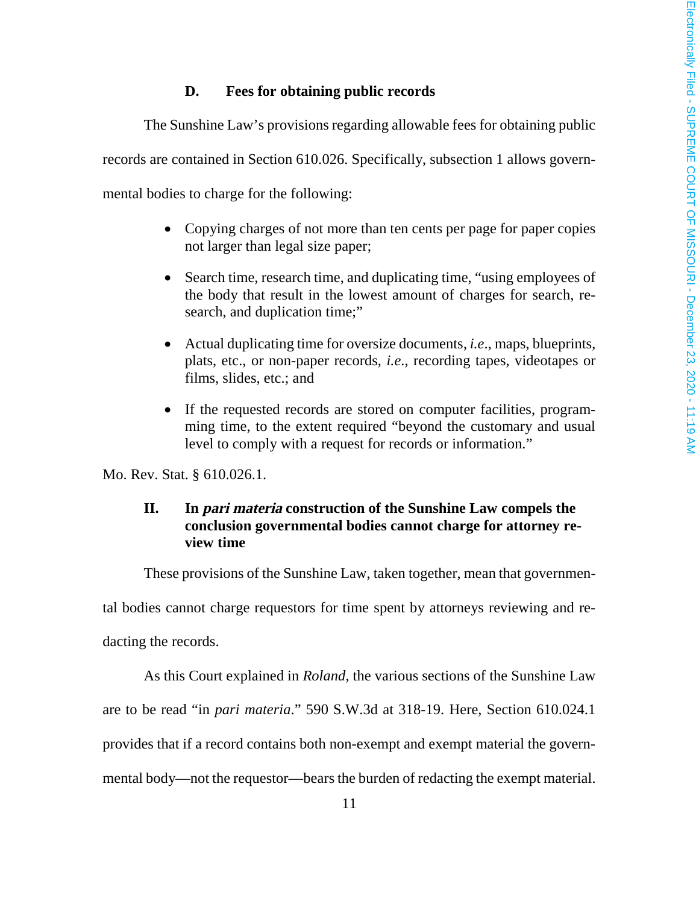### D. Fees for obtaining public records

The Sunshine Law's provisions regarding allowable fees for obtaining public records are contained in Section 610.026. Specifically, subsection 1 allows governmental bodies to charge for the following:

- Copying charges of not more than ten cents per page for paper copies not larger than legal size paper;
- Search time, research time, and duplicating time, "using employees of the body that result in the lowest amount of charges for search, research, and duplication time;"
- Actual duplicating time for oversize documents, *i.e.*, maps, blueprints, plats, etc., or non-paper records, *i.e.*, recording tapes, videotapes or films, slides, etc.; and
- If the requested records are stored on computer facilities, programming time, to the extent required "beyond the customary and usual level to comply with a request for records or information."

Mo. Rev. Stat. § 610.026.1.

## II. In *pari materia* construction of the Sunshine Law compels the conclusion governmental bodies cannot charge for attorney review time

These provisions of the Sunshine Law, taken together, mean that governmental bodies cannot charge requestors for time spent by attorneys reviewing and redacting the records.

As this Court explained in *Roland*, the various sections of the Sunshine Law are to be read "in *pari materia*." 590 S.W.3d at 318-19. Here, Section 610.024.1 provides that if a record contains both non-exempt and exempt material the governmental body—not the requestor—bears the burden of redacting the exempt material.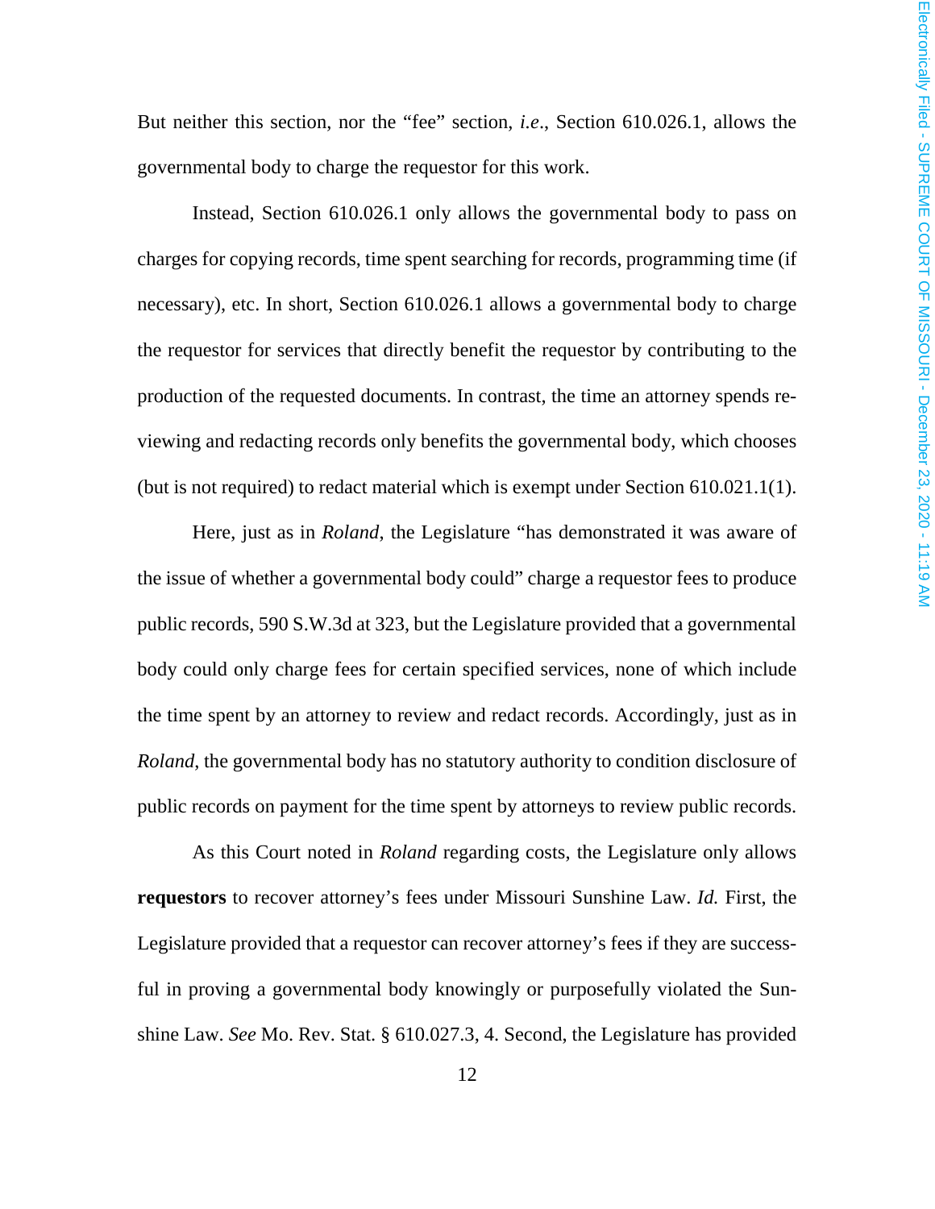But neither this section, nor the "fee" section, *i.e*., Section 610.026.1, allows the governmental body to charge the requestor for this work.

Instead, Section 610.026.1 only allows the governmental body to pass on charges for copying records, time spent searching for records, programming time (if necessary), etc. In short, Section 610.026.1 allows a governmental body to charge the requestor for services that directly benefit the requestor by contributing to the production of the requested documents. In contrast, the time an attorney spends reviewing and redacting records only benefits the governmental body, which chooses (but is not required) to redact material which is exempt under Section 610.021.1(1).

Here, just as in *Roland*, the Legislature "has demonstrated it was aware of the issue of whether a governmental body could" charge a requestor fees to produce public records, 590 S.W.3d at 323, but the Legislature provided that a governmental body could only charge fees for certain specified services, none of which include the time spent by an attorney to review and redact records. Accordingly, just as in *Roland*, the governmental body has no statutory authority to condition disclosure of public records on payment for the time spent by attorneys to review public records.

As this Court noted in *Roland* regarding costs, the Legislature only allows **requestors** to recover attorney's fees under Missouri Sunshine Law. *Id.* First, the Legislature provided that a requestor can recover attorney's fees if they are successful in proving a governmental body knowingly or purposefully violated the Sunshine Law. *See* Mo. Rev. Stat. § 610.027.3, 4. Second, the Legislature has provided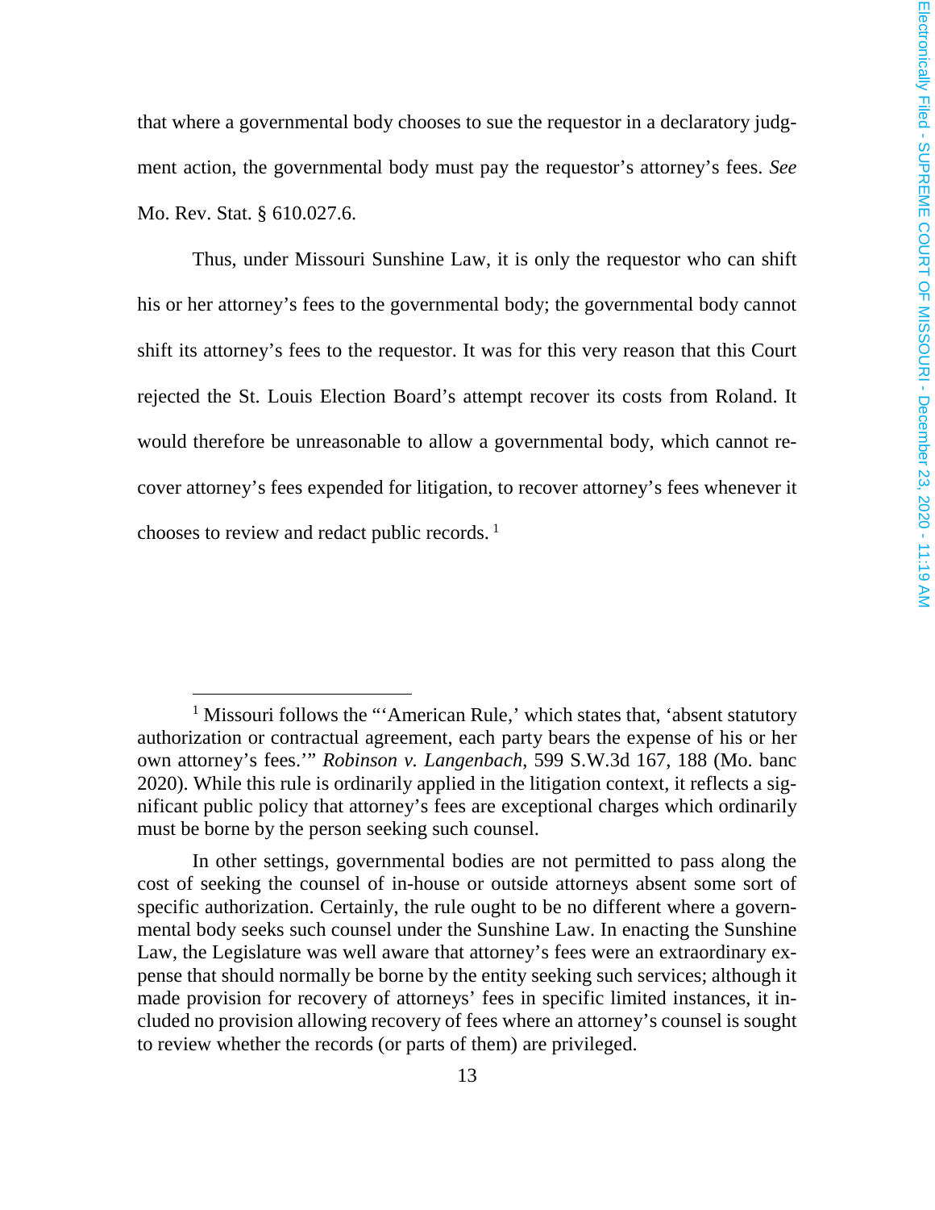that where a governmental body chooses to sue the requestor in a declaratory judgment action, the governmental body must pay the requestor's attorney's fees. *See* Mo. Rev. Stat. § 610.027.6.

Thus, under Missouri Sunshine Law, it is only the requestor who can shift his or her attorney's fees to the governmental body; the governmental body cannot shift its attorney's fees to the requestor. It was for this very reason that this Court rejected the St. Louis Election Board's attempt recover its costs from Roland. It would therefore be unreasonable to allow a governmental body, which cannot recover attorney's fees expended for litigation, to recover attorney's fees whenever it chooses to review and redact public records. [1]

---

[1] Missouri follows the "'American Rule,' which states that, 'absent statutory authorization or contractual agreement, each party bears the expense of his or her own attorney's fees.'" *Robinson v. Langenbach*, 599 S.W.3d 167, 188 (Mo. banc 2020). While this rule is ordinarily applied in the litigation context, it reflects a significant public policy that attorney's fees are exceptional charges which ordinarily must be borne by the person seeking such counsel.

In other settings, governmental bodies are not permitted to pass along the cost of seeking the counsel of in-house or outside attorneys absent some sort of specific authorization. Certainly, the rule ought to be no different where a governmental body seeks such counsel under the Sunshine Law. In enacting the Sunshine Law, the Legislature was well aware that attorney's fees were an extraordinary expense that should normally be borne by the entity seeking such services; although it made provision for recovery of attorneys' fees in specific limited instances, it included no provision allowing recovery of fees where an attorney's counsel is sought to review whether the records (or parts of them) are privileged.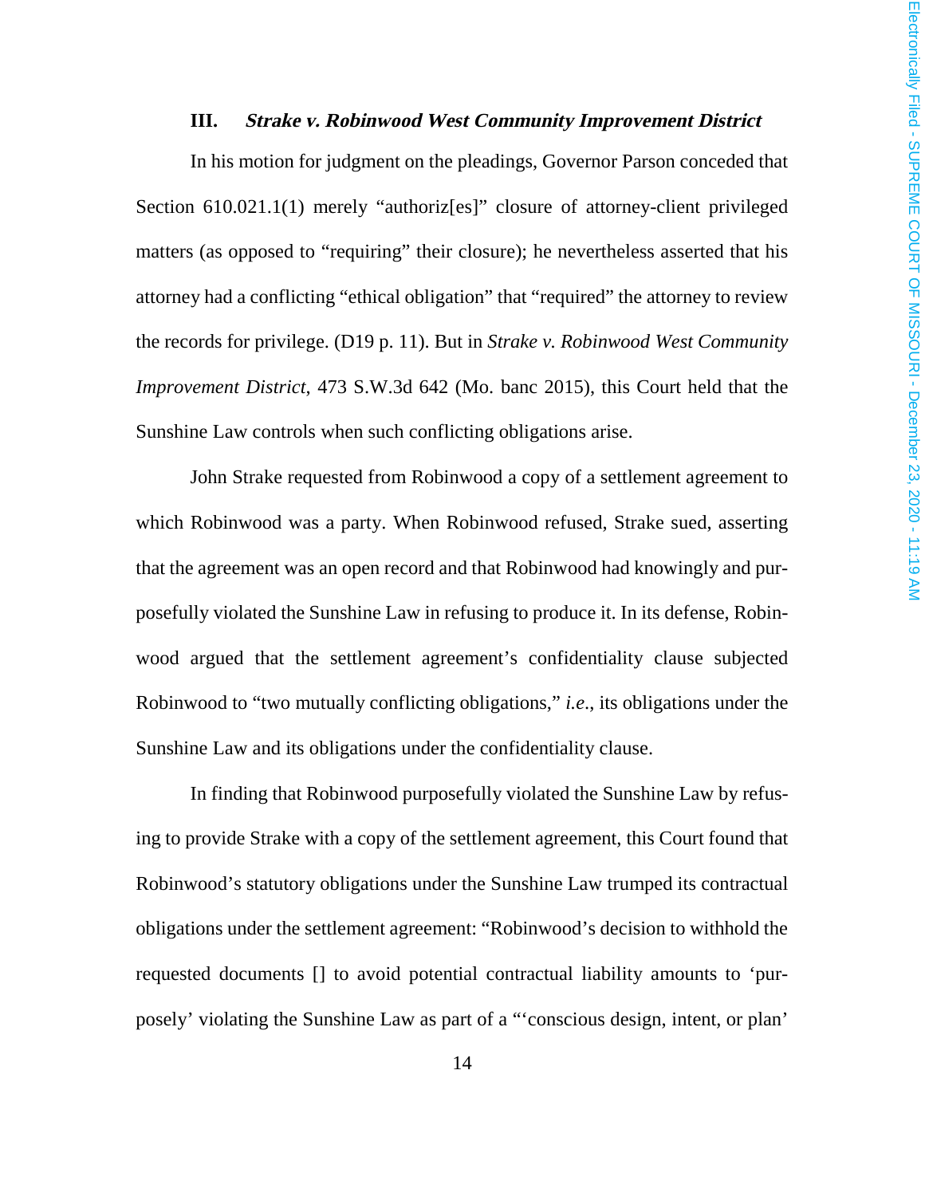### III. ***Strake v. Robinwood West Community Improvement District***

In his motion for judgment on the pleadings, Governor Parson conceded that Section 610.021.1(1) merely "authoriz[es]" closure of attorney-client privileged matters (as opposed to "requiring" their closure); he nevertheless asserted that his attorney had a conflicting "ethical obligation" that "required" the attorney to review the records for privilege. (D19 p. 11). But in *Strake v. Robinwood West Community Improvement District*, 473 S.W.3d 642 (Mo. banc 2015), this Court held that the Sunshine Law controls when such conflicting obligations arise.

John Strake requested from Robinwood a copy of a settlement agreement to which Robinwood was a party. When Robinwood refused, Strake sued, asserting that the agreement was an open record and that Robinwood had knowingly and purposefully violated the Sunshine Law in refusing to produce it. In its defense, Robinwood argued that the settlement agreement's confidentiality clause subjected Robinwood to "two mutually conflicting obligations," *i.e.*, its obligations under the Sunshine Law and its obligations under the confidentiality clause.

In finding that Robinwood purposefully violated the Sunshine Law by refusing to provide Strake with a copy of the settlement agreement, this Court found that Robinwood's statutory obligations under the Sunshine Law trumped its contractual obligations under the settlement agreement: "Robinwood's decision to withhold the requested documents [] to avoid potential contractual liability amounts to 'purposely' violating the Sunshine Law as part of a "'conscious design, intent, or plan'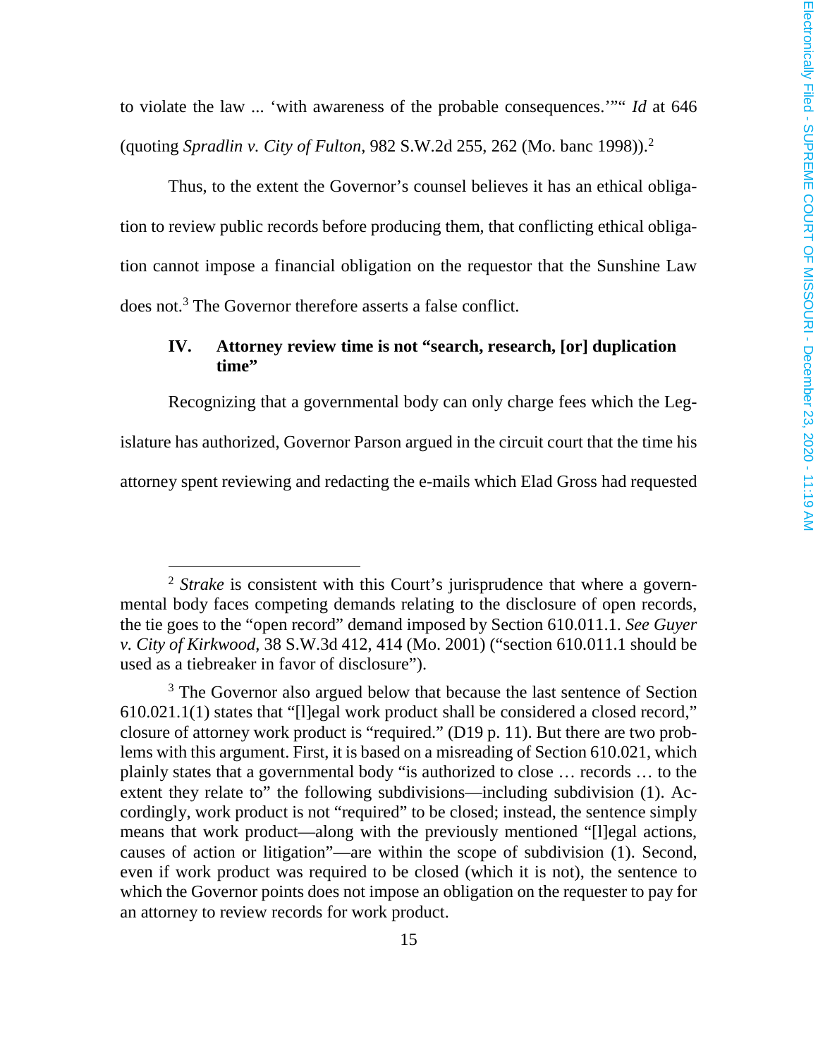to violate the law ... 'with awareness of the probable consequences.'"" *Id* at 646 (quoting *Spradlin v. City of Fulton*, 982 S.W.2d 255, 262 (Mo. banc 1998)).[2]

Thus, to the extent the Governor's counsel believes it has an ethical obligation to review public records before producing them, that conflicting ethical obligation cannot impose a financial obligation on the requestor that the Sunshine Law does not.[3] The Governor therefore asserts a false conflict.

## IV. Attorney review time is not "search, research, [or] duplication time"

Recognizing that a governmental body can only charge fees which the Legislature has authorized, Governor Parson argued in the circuit court that the time his attorney spent reviewing and redacting the e-mails which Elad Gross had requested

---

[2] *Strake* is consistent with this Court's jurisprudence that where a governmental body faces competing demands relating to the disclosure of open records, the tie goes to the "open record" demand imposed by Section 610.011.1. *See Guyer v. City of Kirkwood*, 38 S.W.3d 412, 414 (Mo. 2001) ("section 610.011.1 should be used as a tiebreaker in favor of disclosure").

[3] The Governor also argued below that because the last sentence of Section 610.021.1(1) states that "[l]egal work product shall be considered a closed record," closure of attorney work product is "required." (D19 p. 11). But there are two problems with this argument. First, it is based on a misreading of Section 610.021, which plainly states that a governmental body "is authorized to close … records … to the extent they relate to" the following subdivisions—including subdivision (1). Accordingly, work product is not "required" to be closed; instead, the sentence simply means that work product—along with the previously mentioned "[l]egal actions, causes of action or litigation"—are within the scope of subdivision (1). Second, even if work product was required to be closed (which it is not), the sentence to which the Governor points does not impose an obligation on the requester to pay for an attorney to review records for work product.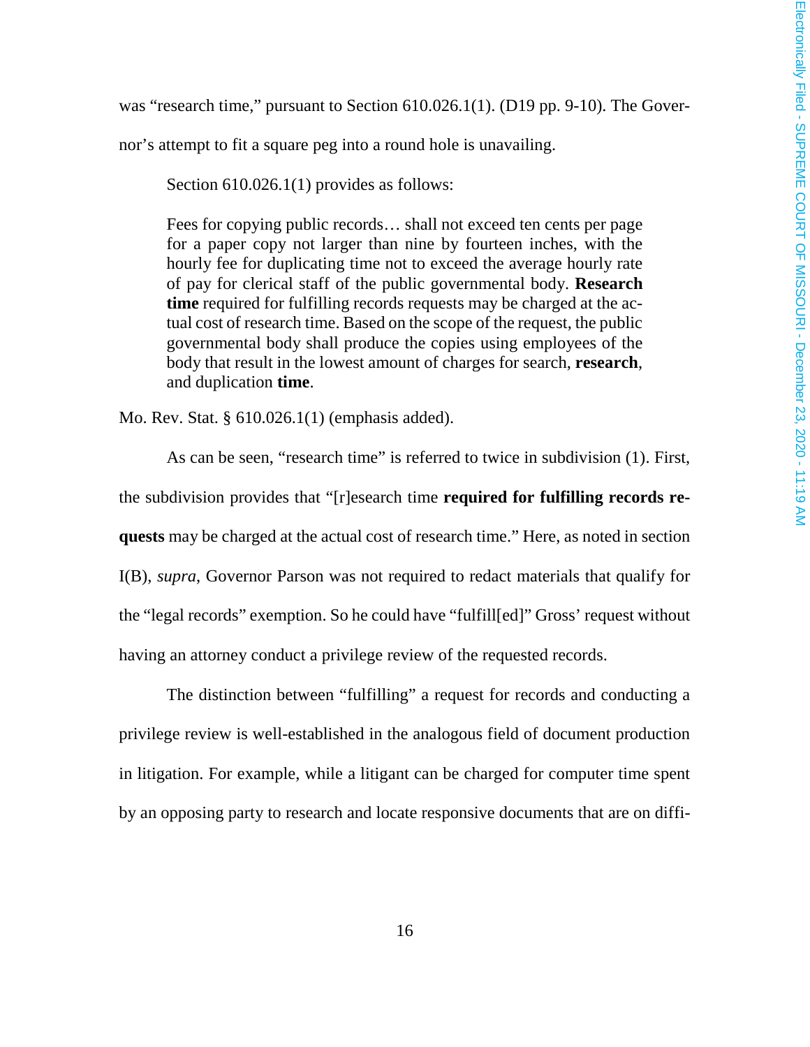was "research time," pursuant to Section 610.026.1(1). (D19 pp. 9-10). The Governor's attempt to fit a square peg into a round hole is unavailing.

Section 610.026.1(1) provides as follows:

> Fees for copying public records… shall not exceed ten cents per page for a paper copy not larger than nine by fourteen inches, with the hourly fee for duplicating time not to exceed the average hourly rate of pay for clerical staff of the public governmental body. **Research time** required for fulfilling records requests may be charged at the actual cost of research time. Based on the scope of the request, the public governmental body shall produce the copies using employees of the body that result in the lowest amount of charges for search, **research**, and duplication **time**.

Mo. Rev. Stat. § 610.026.1(1) (emphasis added).

As can be seen, "research time" is referred to twice in subdivision (1). First, the subdivision provides that "[r]esearch time **required for fulfilling records requests** may be charged at the actual cost of research time." Here, as noted in section I(B), *supra*, Governor Parson was not required to redact materials that qualify for the "legal records" exemption. So he could have "fulfill[ed]" Gross' request without having an attorney conduct a privilege review of the requested records.

The distinction between "fulfilling" a request for records and conducting a privilege review is well-established in the analogous field of document production in litigation. For example, while a litigant can be charged for computer time spent by an opposing party to research and locate responsive documents that are on diffi-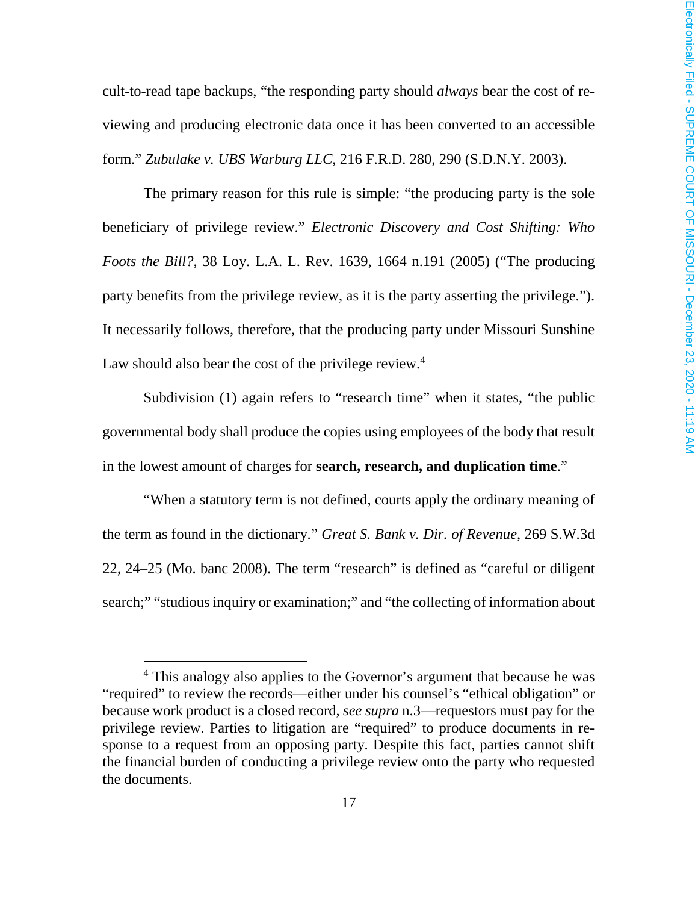cult-to-read tape backups, "the responding party should *always* bear the cost of reviewing and producing electronic data once it has been converted to an accessible form." *Zubulake v. UBS Warburg LLC*, 216 F.R.D. 280, 290 (S.D.N.Y. 2003).

The primary reason for this rule is simple: "the producing party is the sole beneficiary of privilege review." *Electronic Discovery and Cost Shifting: Who Foots the Bill?*, 38 Loy. L.A. L. Rev. 1639, 1664 n.191 (2005) ("The producing party benefits from the privilege review, as it is the party asserting the privilege."). It necessarily follows, therefore, that the producing party under Missouri Sunshine Law should also bear the cost of the privilege review.[4]

Subdivision (1) again refers to "research time" when it states, "the public governmental body shall produce the copies using employees of the body that result in the lowest amount of charges for **search, research, and duplication time**."

"When a statutory term is not defined, courts apply the ordinary meaning of the term as found in the dictionary." *Great S. Bank v. Dir. of Revenue*, 269 S.W.3d 22, 24–25 (Mo. banc 2008). The term "research" is defined as "careful or diligent search;" "studious inquiry or examination;" and "the collecting of information about

[4] This analogy also applies to the Governor's argument that because he was "required" to review the records—either under his counsel's "ethical obligation" or because work product is a closed record, *see supra* n.3—requestors must pay for the privilege review. Parties to litigation are "required" to produce documents in response to a request from an opposing party. Despite this fact, parties cannot shift the financial burden of conducting a privilege review onto the party who requested the documents.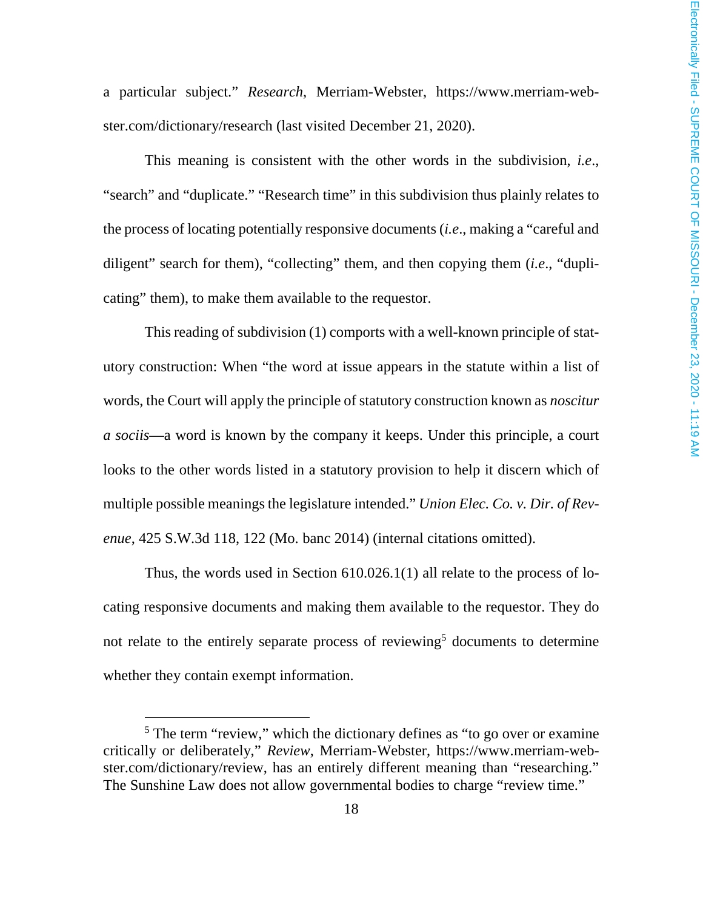a particular subject." *Research*, Merriam-Webster, https://www.merriam-webster.com/dictionary/research (last visited December 21, 2020).

This meaning is consistent with the other words in the subdivision, *i.e.*, "search" and "duplicate." "Research time" in this subdivision thus plainly relates to the process of locating potentially responsive documents (*i.e.*, making a "careful and diligent" search for them), "collecting" them, and then copying them (*i.e.*, "duplicating" them), to make them available to the requestor.

This reading of subdivision (1) comports with a well-known principle of statutory construction: When "the word at issue appears in the statute within a list of words, the Court will apply the principle of statutory construction known as *noscitur a sociis*—a word is known by the company it keeps. Under this principle, a court looks to the other words listed in a statutory provision to help it discern which of multiple possible meanings the legislature intended." *Union Elec. Co. v. Dir. of Revenue*, 425 S.W.3d 118, 122 (Mo. banc 2014) (internal citations omitted).

Thus, the words used in Section 610.026.1(1) all relate to the process of locating responsive documents and making them available to the requestor. They do not relate to the entirely separate process of reviewing[5] documents to determine whether they contain exempt information.

---

[5] The term "review," which the dictionary defines as "to go over or examine critically or deliberately," *Review*, Merriam-Webster, https://www.merriam-webster.com/dictionary/review, has an entirely different meaning than "researching." The Sunshine Law does not allow governmental bodies to charge "review time."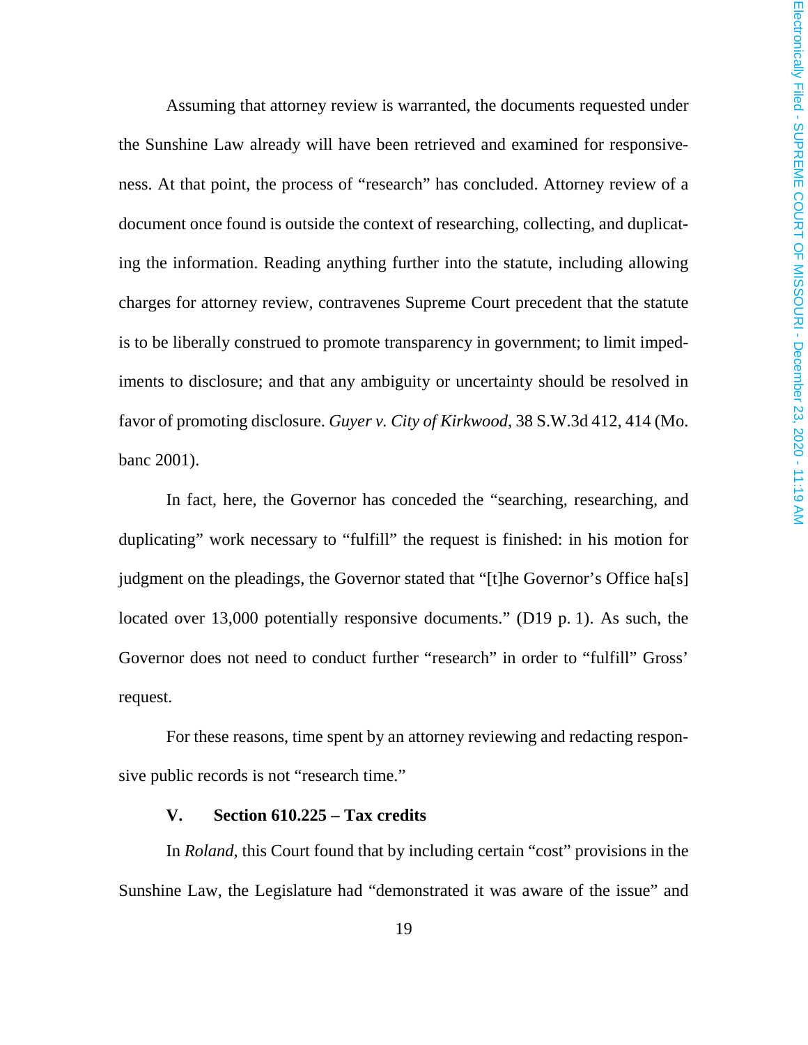Assuming that attorney review is warranted, the documents requested under the Sunshine Law already will have been retrieved and examined for responsiveness. At that point, the process of "research" has concluded. Attorney review of a document once found is outside the context of researching, collecting, and duplicating the information. Reading anything further into the statute, including allowing charges for attorney review, contravenes Supreme Court precedent that the statute is to be liberally construed to promote transparency in government; to limit impediments to disclosure; and that any ambiguity or uncertainty should be resolved in favor of promoting disclosure. *Guyer v. City of Kirkwood*, 38 S.W.3d 412, 414 (Mo. banc 2001).

In fact, here, the Governor has conceded the "searching, researching, and duplicating" work necessary to "fulfill" the request is finished: in his motion for judgment on the pleadings, the Governor stated that "[t]he Governor's Office ha[s] located over 13,000 potentially responsive documents." (D19 p. 1). As such, the Governor does not need to conduct further "research" in order to "fulfill" Gross' request.

For these reasons, time spent by an attorney reviewing and redacting responsive public records is not "research time."

## V. Section 610.225 – Tax credits

In *Roland*, this Court found that by including certain "cost" provisions in the Sunshine Law, the Legislature had "demonstrated it was aware of the issue" and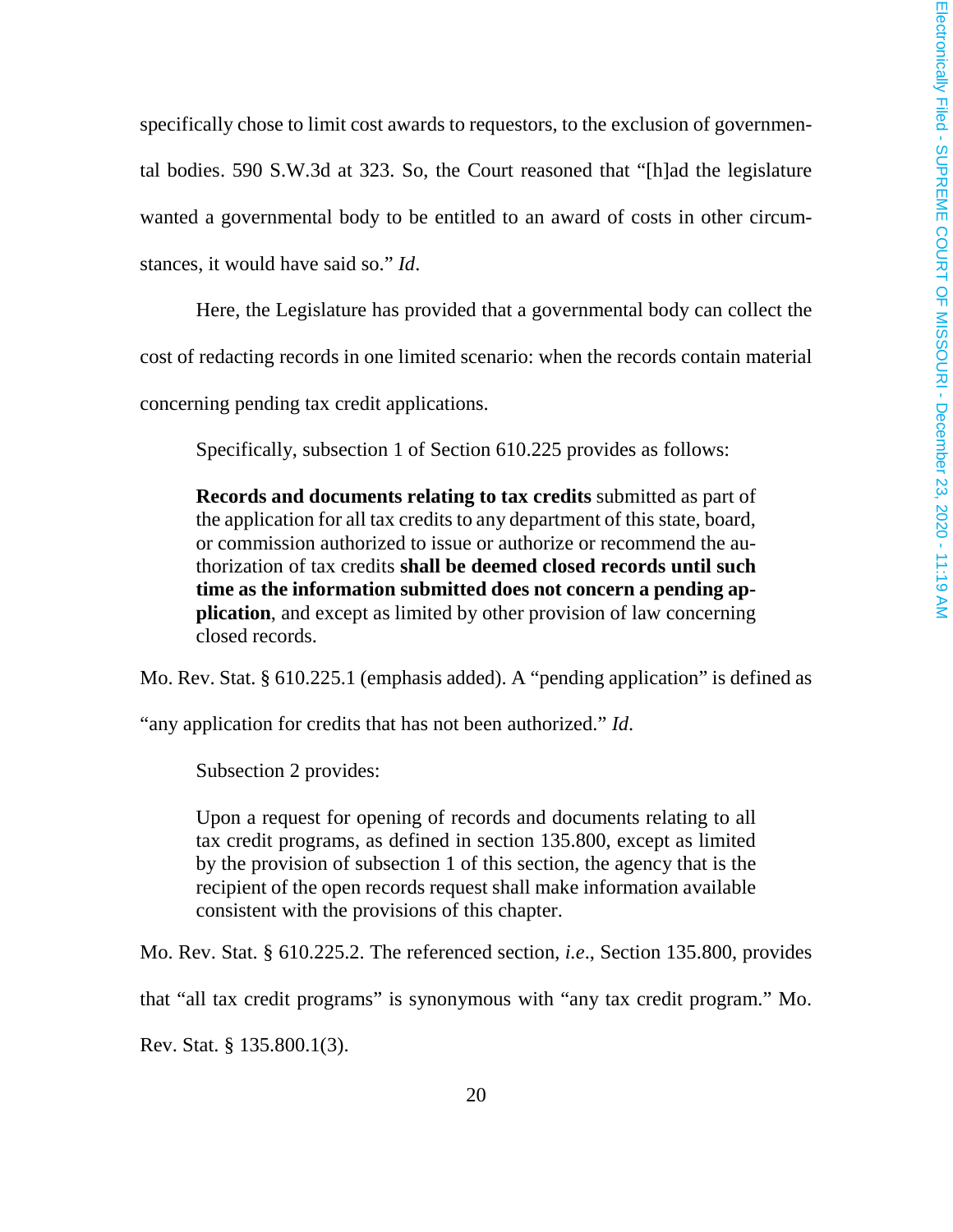specifically chose to limit cost awards to requestors, to the exclusion of governmental bodies. 590 S.W.3d at 323. So, the Court reasoned that "[h]ad the legislature wanted a governmental body to be entitled to an award of costs in other circumstances, it would have said so." *Id*.

Here, the Legislature has provided that a governmental body can collect the cost of redacting records in one limited scenario: when the records contain material concerning pending tax credit applications.

Specifically, subsection 1 of Section 610.225 provides as follows:

> **Records and documents relating to tax credits** submitted as part of the application for all tax credits to any department of this state, board, or commission authorized to issue or authorize or recommend the authorization of tax credits **shall be deemed closed records until such time as the information submitted does not concern a pending application**, and except as limited by other provision of law concerning closed records.

Mo. Rev. Stat. § 610.225.1 (emphasis added). A "pending application" is defined as "any application for credits that has not been authorized." *Id*.

Subsection 2 provides:

> Upon a request for opening of records and documents relating to all tax credit programs, as defined in section 135.800, except as limited by the provision of subsection 1 of this section, the agency that is the recipient of the open records request shall make information available consistent with the provisions of this chapter.

Mo. Rev. Stat. § 610.225.2. The referenced section, *i.e*., Section 135.800, provides that "all tax credit programs" is synonymous with "any tax credit program." Mo. Rev. Stat. § 135.800.1(3).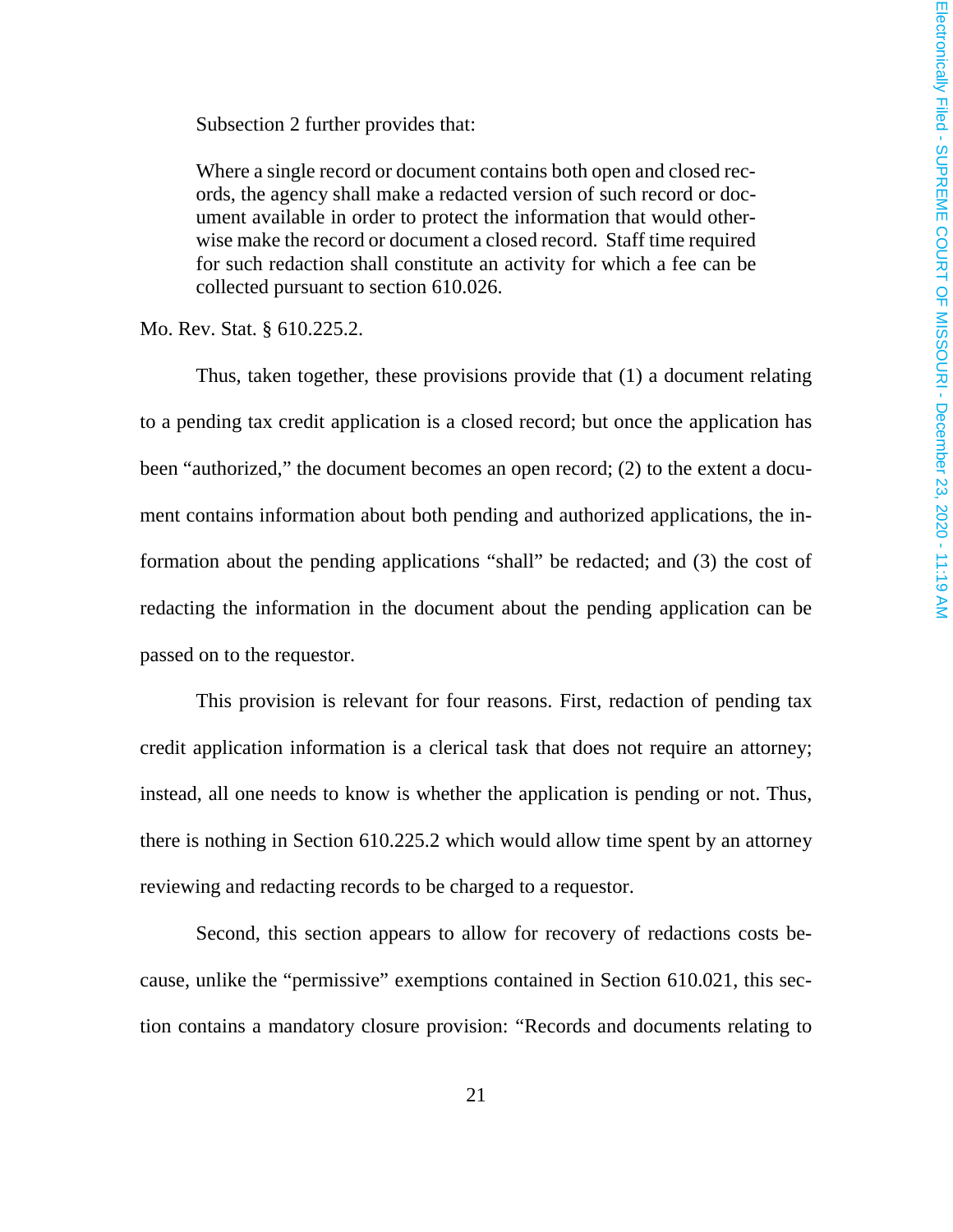Subsection 2 further provides that:

> Where a single record or document contains both open and closed records, the agency shall make a redacted version of such record or document available in order to protect the information that would otherwise make the record or document a closed record. Staff time required for such redaction shall constitute an activity for which a fee can be collected pursuant to section 610.026.

Mo. Rev. Stat. § 610.225.2.

Thus, taken together, these provisions provide that (1) a document relating to a pending tax credit application is a closed record; but once the application has been "authorized," the document becomes an open record; (2) to the extent a document contains information about both pending and authorized applications, the information about the pending applications "shall" be redacted; and (3) the cost of redacting the information in the document about the pending application can be passed on to the requestor.

This provision is relevant for four reasons. First, redaction of pending tax credit application information is a clerical task that does not require an attorney; instead, all one needs to know is whether the application is pending or not. Thus, there is nothing in Section 610.225.2 which would allow time spent by an attorney reviewing and redacting records to be charged to a requestor.

Second, this section appears to allow for recovery of redactions costs because, unlike the "permissive" exemptions contained in Section 610.021, this section contains a mandatory closure provision: "Records and documents relating to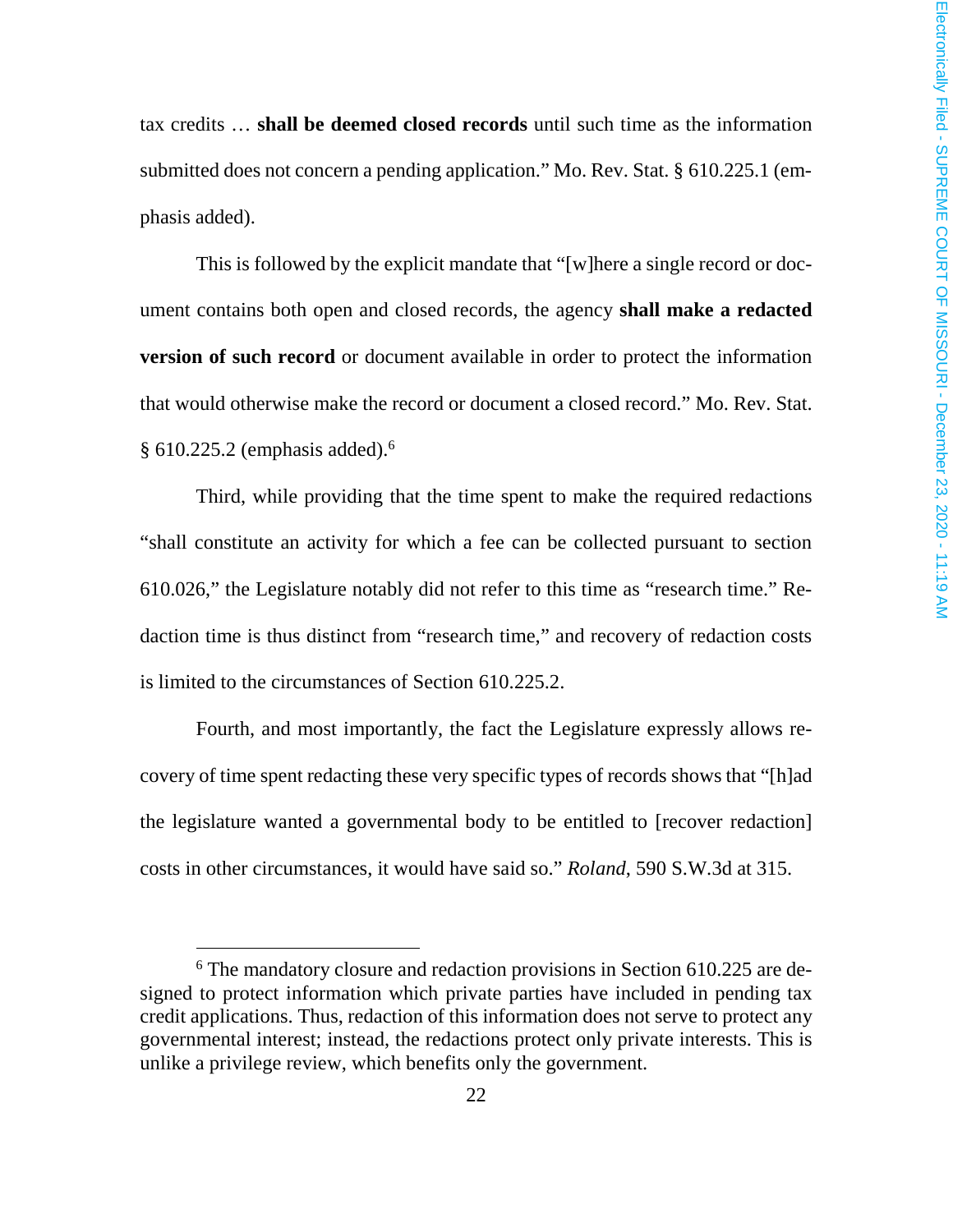tax credits … **shall be deemed closed records** until such time as the information submitted does not concern a pending application." Mo. Rev. Stat. § 610.225.1 (emphasis added).

This is followed by the explicit mandate that "[w]here a single record or document contains both open and closed records, the agency **shall make a redacted version of such record** or document available in order to protect the information that would otherwise make the record or document a closed record." Mo. Rev. Stat. § 610.225.2 (emphasis added).[6]

Third, while providing that the time spent to make the required redactions "shall constitute an activity for which a fee can be collected pursuant to section 610.026," the Legislature notably did not refer to this time as "research time." Redaction time is thus distinct from "research time," and recovery of redaction costs is limited to the circumstances of Section 610.225.2.

Fourth, and most importantly, the fact the Legislature expressly allows recovery of time spent redacting these very specific types of records shows that "[h]ad the legislature wanted a governmental body to be entitled to [recover redaction] costs in other circumstances, it would have said so." *Roland*, 590 S.W.3d at 315.

[6] The mandatory closure and redaction provisions in Section 610.225 are designed to protect information which private parties have included in pending tax credit applications. Thus, redaction of this information does not serve to protect any governmental interest; instead, the redactions protect only private interests. This is unlike a privilege review, which benefits only the government.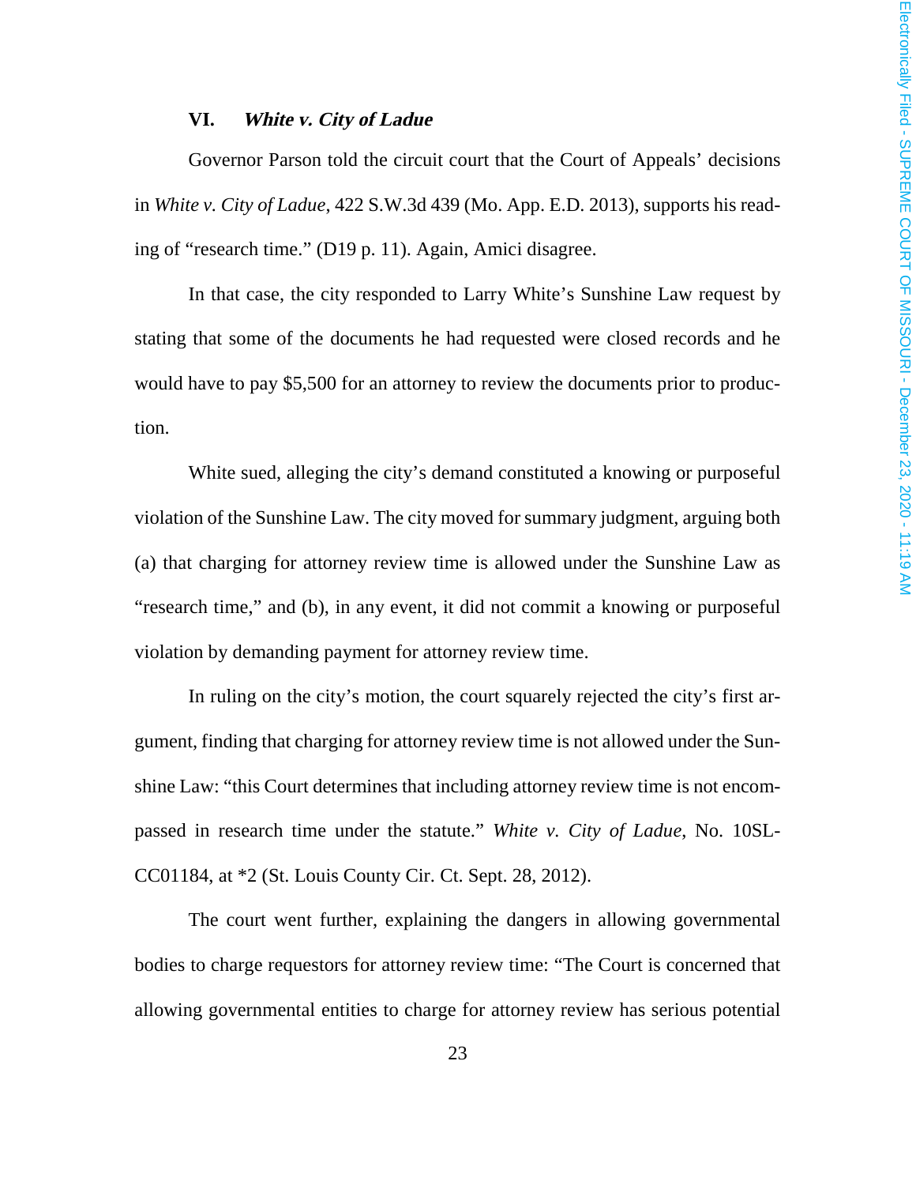## VI. *White v. City of Ladue*

Governor Parson told the circuit court that the Court of Appeals' decisions in *White v. City of Ladue*, 422 S.W.3d 439 (Mo. App. E.D. 2013), supports his reading of "research time." (D19 p. 11). Again, Amici disagree.

In that case, the city responded to Larry White's Sunshine Law request by stating that some of the documents he had requested were closed records and he would have to pay $5,500 for an attorney to review the documents prior to production.

White sued, alleging the city's demand constituted a knowing or purposeful violation of the Sunshine Law. The city moved for summary judgment, arguing both (a) that charging for attorney review time is allowed under the Sunshine Law as "research time," and (b), in any event, it did not commit a knowing or purposeful violation by demanding payment for attorney review time.

In ruling on the city's motion, the court squarely rejected the city's first argument, finding that charging for attorney review time is not allowed under the Sunshine Law: "this Court determines that including attorney review time is not encompassed in research time under the statute." *White v. City of Ladue*, No. 10SL-CC01184, at *2 (St. Louis County Cir. Ct. Sept. 28, 2012).

The court went further, explaining the dangers in allowing governmental bodies to charge requestors for attorney review time: "The Court is concerned that allowing governmental entities to charge for attorney review has serious potential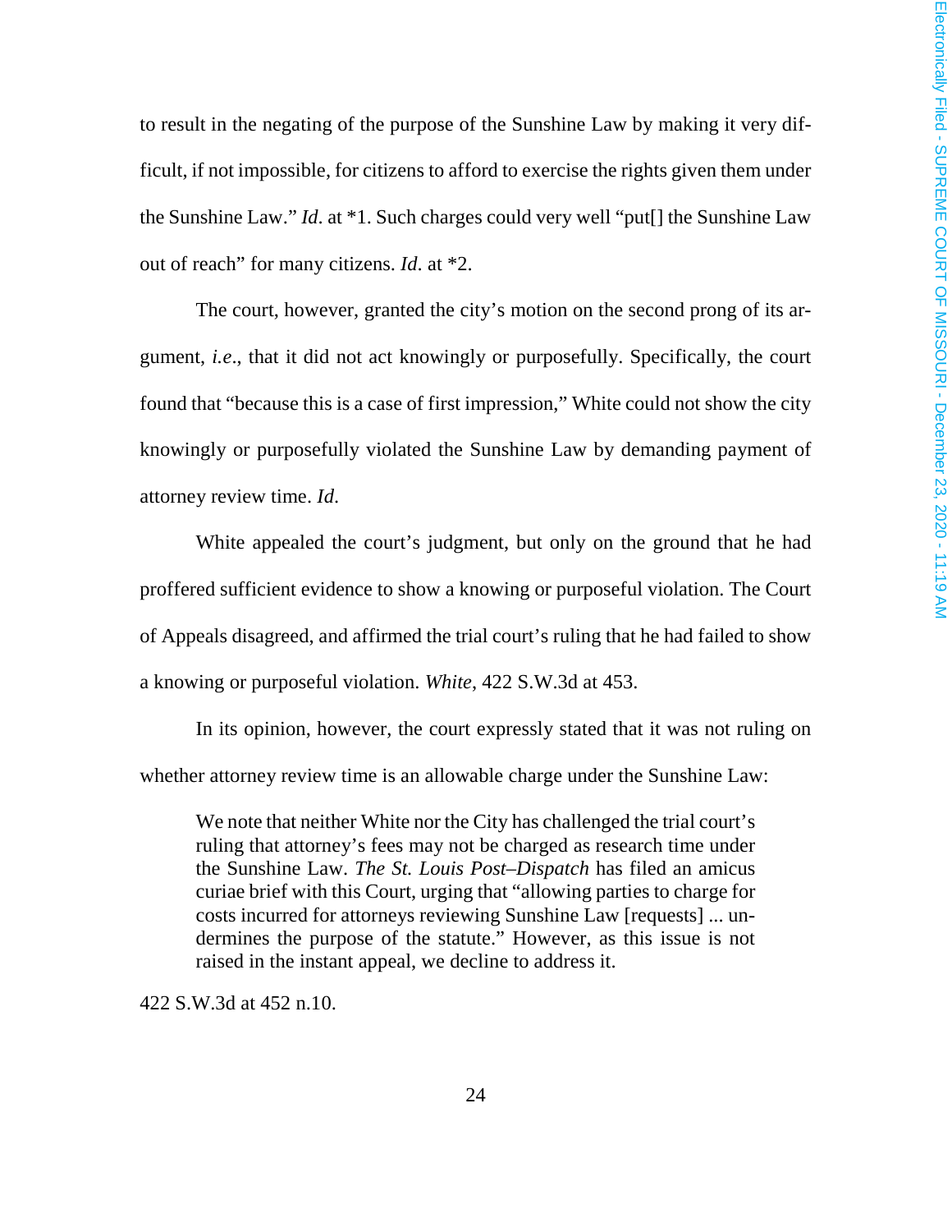to result in the negating of the purpose of the Sunshine Law by making it very difficult, if not impossible, for citizens to afford to exercise the rights given them under the Sunshine Law." *Id*. at *1. Such charges could very well "put[] the Sunshine Law out of reach" for many citizens. *Id*. at *2.

The court, however, granted the city's motion on the second prong of its argument, *i.e*., that it did not act knowingly or purposefully. Specifically, the court found that "because this is a case of first impression," White could not show the city knowingly or purposefully violated the Sunshine Law by demanding payment of attorney review time. *Id*.

White appealed the court's judgment, but only on the ground that he had proffered sufficient evidence to show a knowing or purposeful violation. The Court of Appeals disagreed, and affirmed the trial court's ruling that he had failed to show a knowing or purposeful violation. *White*, 422 S.W.3d at 453.

In its opinion, however, the court expressly stated that it was not ruling on whether attorney review time is an allowable charge under the Sunshine Law:

> We note that neither White nor the City has challenged the trial court's ruling that attorney's fees may not be charged as research time under the Sunshine Law. *The St. Louis Post–Dispatch* has filed an amicus curiae brief with this Court, urging that "allowing parties to charge for costs incurred for attorneys reviewing Sunshine Law [requests] ... undermines the purpose of the statute." However, as this issue is not raised in the instant appeal, we decline to address it.

422 S.W.3d at 452 n.10.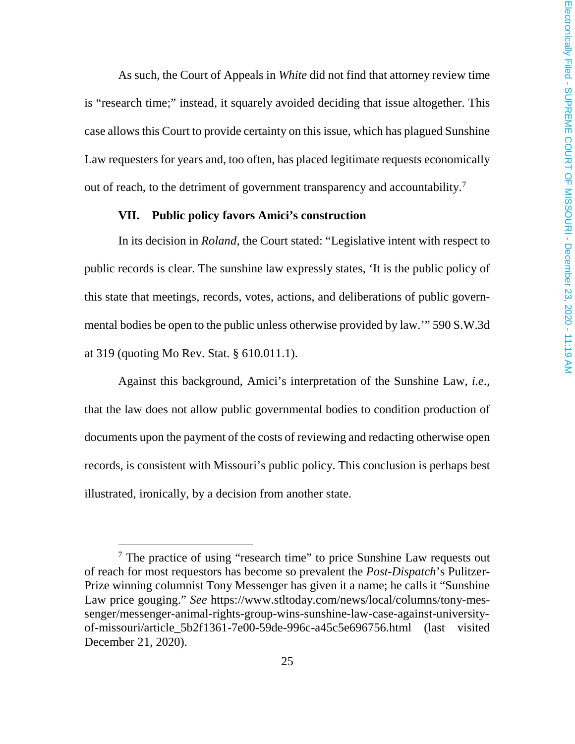As such, the Court of Appeals in *White* did not find that attorney review time is "research time;" instead, it squarely avoided deciding that issue altogether. This case allows this Court to provide certainty on this issue, which has plagued Sunshine Law requesters for years and, too often, has placed legitimate requests economically out of reach, to the detriment of government transparency and accountability.[7]

### VII. Public policy favors Amici's construction

In its decision in *Roland*, the Court stated: "Legislative intent with respect to public records is clear. The sunshine law expressly states, 'It is the public policy of this state that meetings, records, votes, actions, and deliberations of public governmental bodies be open to the public unless otherwise provided by law.'" 590 S.W.3d at 319 (quoting Mo Rev. Stat. § 610.011.1).

Against this background, Amici's interpretation of the Sunshine Law, *i.e.*, that the law does not allow public governmental bodies to condition production of documents upon the payment of the costs of reviewing and redacting otherwise open records, is consistent with Missouri's public policy. This conclusion is perhaps best illustrated, ironically, by a decision from another state.

---

[7] The practice of using "research time" to price Sunshine Law requests out of reach for most requestors has become so prevalent the *Post-Dispatch*'s Pulitzer-Prize winning columnist Tony Messenger has given it a name; he calls it "Sunshine Law price gouging." *See* https://www.stltoday.com/news/local/columns/tony-messenger/messenger-animal-rights-group-wins-sunshine-law-case-against-university-of-missouri/article_5b2f1361-7e00-59de-996c-a45c5e696756.html (last visited December 21, 2020).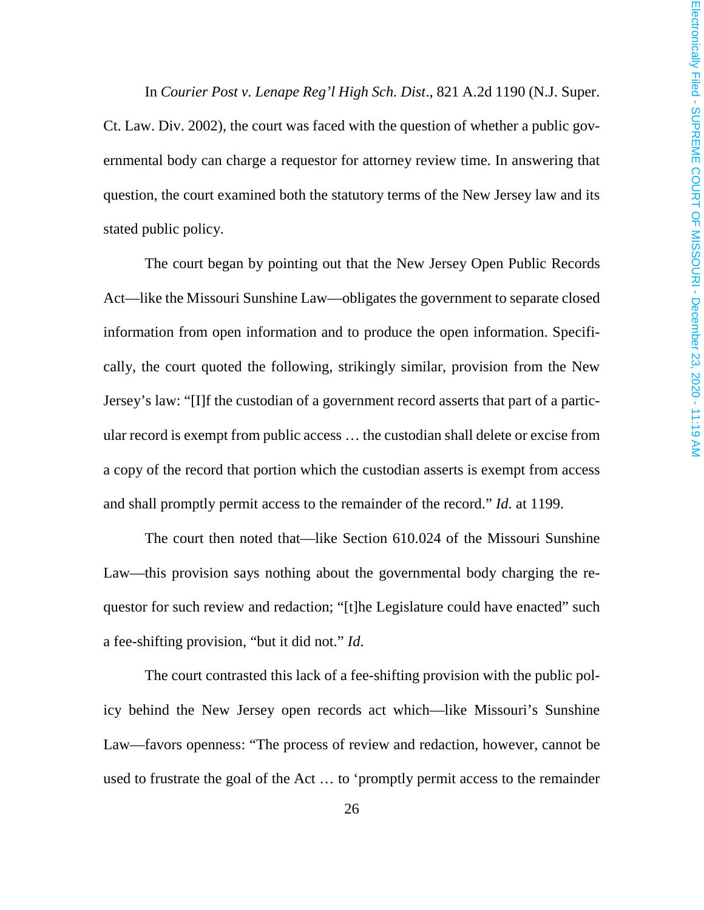In *Courier Post v. Lenape Reg'l High Sch. Dist*., 821 A.2d 1190 (N.J. Super. Ct. Law. Div. 2002), the court was faced with the question of whether a public governmental body can charge a requestor for attorney review time. In answering that question, the court examined both the statutory terms of the New Jersey law and its stated public policy.

The court began by pointing out that the New Jersey Open Public Records Act—like the Missouri Sunshine Law—obligates the government to separate closed information from open information and to produce the open information. Specifically, the court quoted the following, strikingly similar, provision from the New Jersey's law: "[I]f the custodian of a government record asserts that part of a particular record is exempt from public access … the custodian shall delete or excise from a copy of the record that portion which the custodian asserts is exempt from access and shall promptly permit access to the remainder of the record." *Id*. at 1199.

The court then noted that—like Section 610.024 of the Missouri Sunshine Law—this provision says nothing about the governmental body charging the requestor for such review and redaction; "[t]he Legislature could have enacted" such a fee-shifting provision, "but it did not." *Id*.

The court contrasted this lack of a fee-shifting provision with the public policy behind the New Jersey open records act which—like Missouri's Sunshine Law—favors openness: "The process of review and redaction, however, cannot be used to frustrate the goal of the Act … to 'promptly permit access to the remainder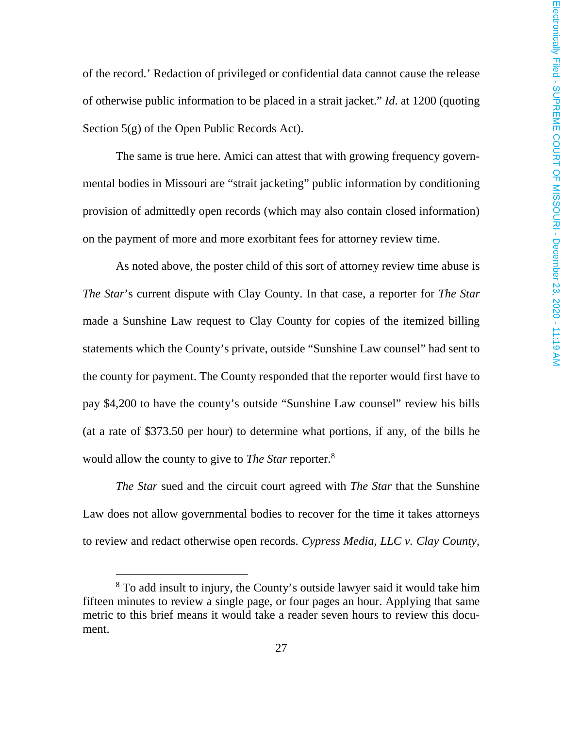of the record.' Redaction of privileged or confidential data cannot cause the release of otherwise public information to be placed in a strait jacket." *Id*. at 1200 (quoting Section 5(g) of the Open Public Records Act).

The same is true here. Amici can attest that with growing frequency governmental bodies in Missouri are "strait jacketing" public information by conditioning provision of admittedly open records (which may also contain closed information) on the payment of more and more exorbitant fees for attorney review time.

As noted above, the poster child of this sort of attorney review time abuse is *The Star*'s current dispute with Clay County. In that case, a reporter for *The Star* made a Sunshine Law request to Clay County for copies of the itemized billing statements which the County's private, outside "Sunshine Law counsel" had sent to the county for payment. The County responded that the reporter would first have to pay $4,200 to have the county's outside "Sunshine Law counsel" review his bills (at a rate of $373.50 per hour) to determine what portions, if any, of the bills he would allow the county to give to *The Star* reporter.[8]

*The Star* sued and the circuit court agreed with *The Star* that the Sunshine Law does not allow governmental bodies to recover for the time it takes attorneys to review and redact otherwise open records. *Cypress Media, LLC v. Clay County*,

[8] To add insult to injury, the County's outside lawyer said it would take him fifteen minutes to review a single page, or four pages an hour. Applying that same metric to this brief means it would take a reader seven hours to review this document.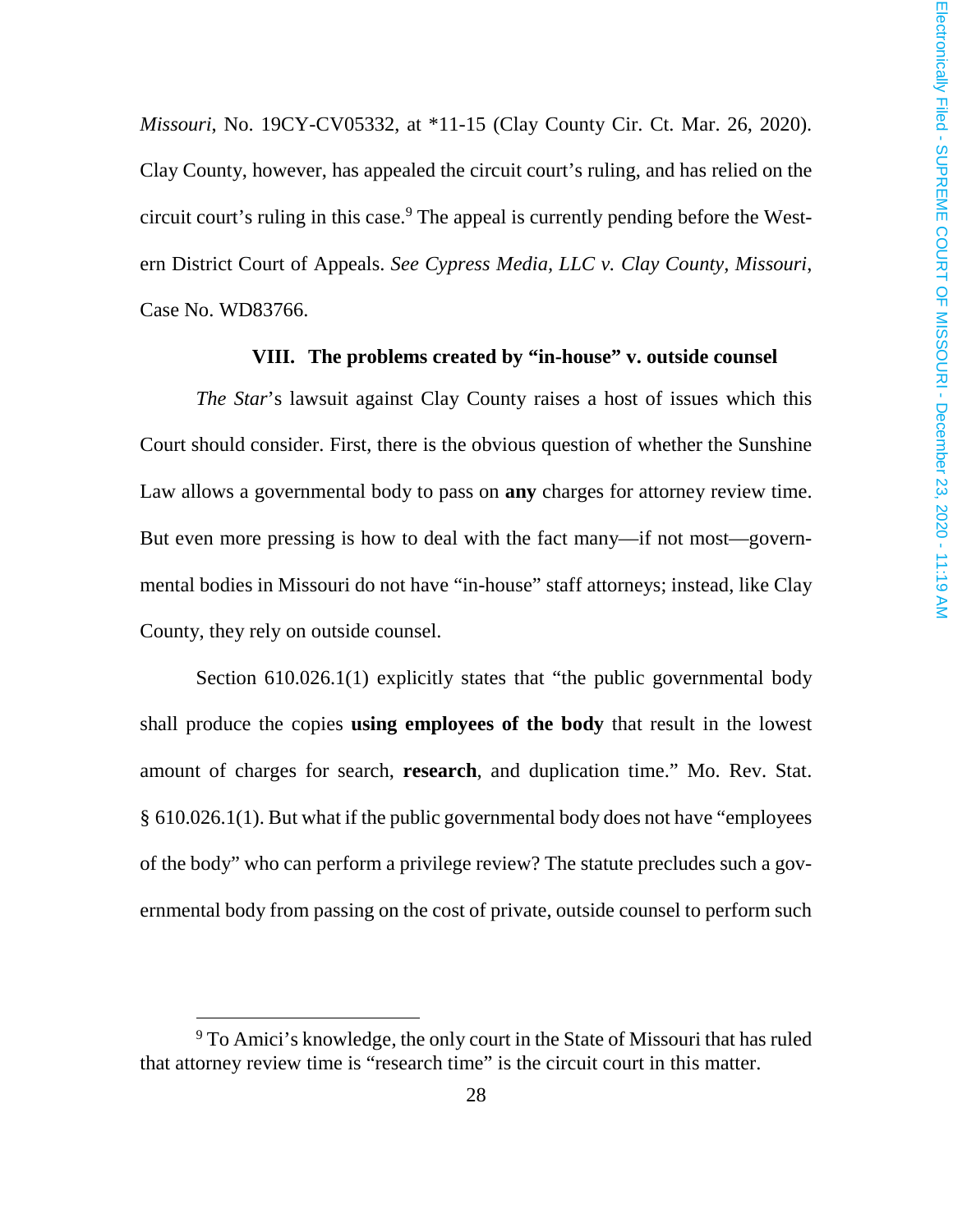*Missouri*, No. 19CY-CV05332, at *11-15 (Clay County Cir. Ct. Mar. 26, 2020). Clay County, however, has appealed the circuit court's ruling, and has relied on the circuit court's ruling in this case.[9] The appeal is currently pending before the Western District Court of Appeals. *See Cypress Media, LLC v. Clay County, Missouri*, Case No. WD83766.

## VIII. The problems created by "in-house" v. outside counsel

*The Star*'s lawsuit against Clay County raises a host of issues which this Court should consider. First, there is the obvious question of whether the Sunshine Law allows a governmental body to pass on **any** charges for attorney review time. But even more pressing is how to deal with the fact many—if not most—governmental bodies in Missouri do not have "in-house" staff attorneys; instead, like Clay County, they rely on outside counsel.

Section 610.026.1(1) explicitly states that "the public governmental body shall produce the copies **using employees of the body** that result in the lowest amount of charges for search, **research**, and duplication time." Mo. Rev. Stat. § 610.026.1(1). But what if the public governmental body does not have "employees of the body" who can perform a privilege review? The statute precludes such a governmental body from passing on the cost of private, outside counsel to perform such

[9] To Amici's knowledge, the only court in the State of Missouri that has ruled that attorney review time is "research time" is the circuit court in this matter.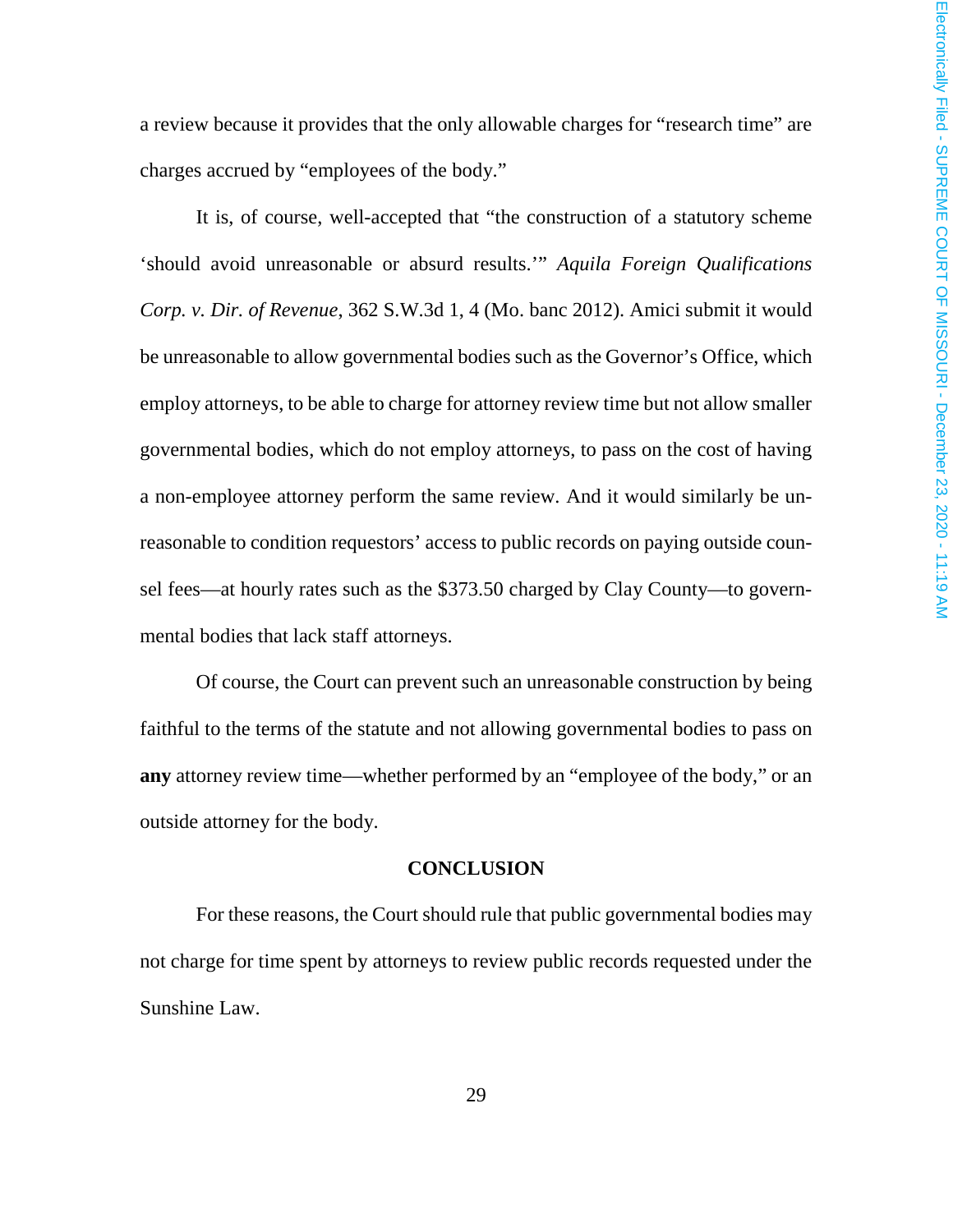a review because it provides that the only allowable charges for "research time" are charges accrued by "employees of the body."

It is, of course, well-accepted that "the construction of a statutory scheme 'should avoid unreasonable or absurd results.'" *Aquila Foreign Qualifications Corp. v. Dir. of Revenue*, 362 S.W.3d 1, 4 (Mo. banc 2012). Amici submit it would be unreasonable to allow governmental bodies such as the Governor's Office, which employ attorneys, to be able to charge for attorney review time but not allow smaller governmental bodies, which do not employ attorneys, to pass on the cost of having a non-employee attorney perform the same review. And it would similarly be unreasonable to condition requestors' access to public records on paying outside counsel fees—at hourly rates such as the $373.50 charged by Clay County—to governmental bodies that lack staff attorneys.

Of course, the Court can prevent such an unreasonable construction by being faithful to the terms of the statute and not allowing governmental bodies to pass on **any** attorney review time—whether performed by an "employee of the body," or an outside attorney for the body.

## CONCLUSION

For these reasons, the Court should rule that public governmental bodies may not charge for time spent by attorneys to review public records requested under the Sunshine Law.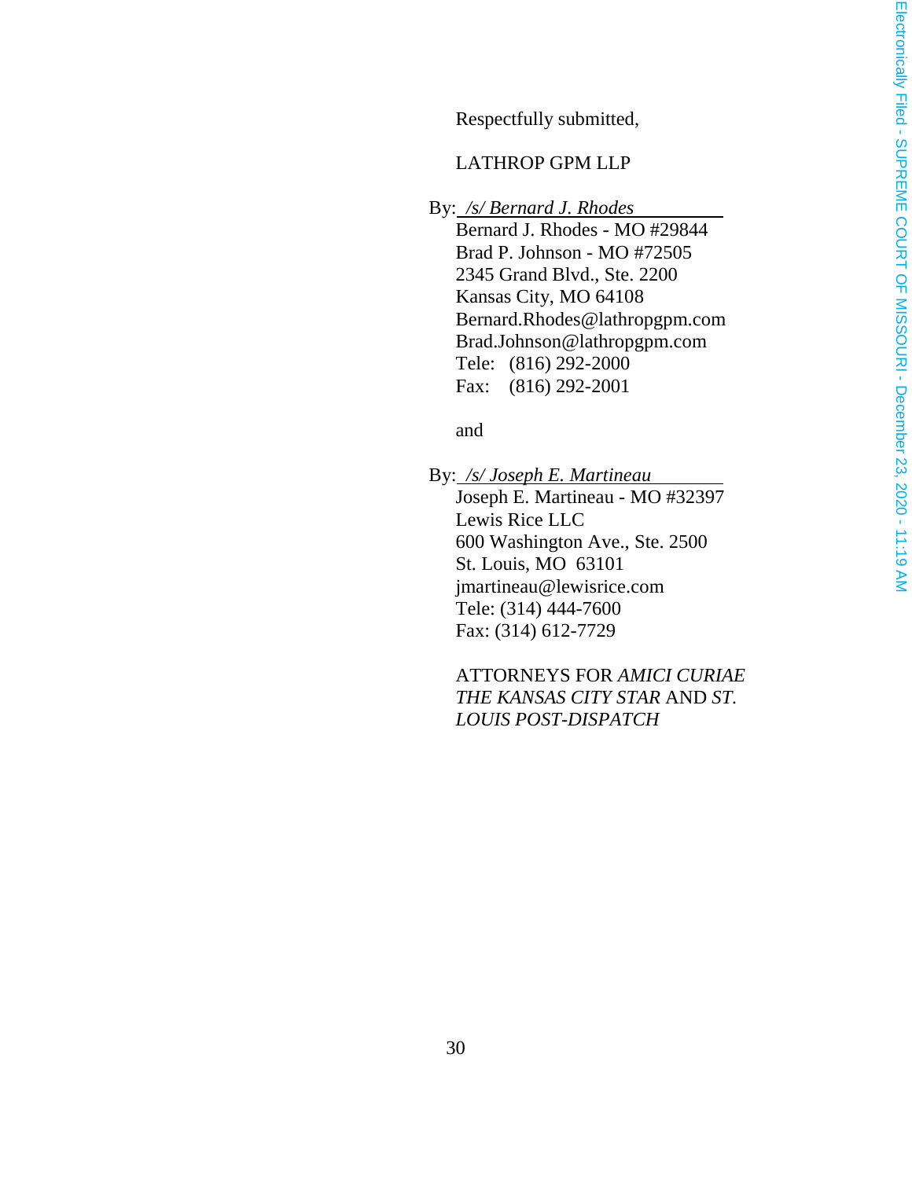Respectfully submitted,

LATHROP GPM LLP

By: */s/ Bernard J. Rhodes*  
Bernard J. Rhodes - MO #29844  
Brad P. Johnson - MO #72505  
2345 Grand Blvd., Ste. 2200  
Kansas City, MO 64108  
Bernard.Rhodes@lathropgpm.com  
Brad.Johnson@lathropgpm.com  
Tele: (816) 292-2000  
Fax: (816) 292-2001

and

By: */s/ Joseph E. Martineau*  
Joseph E. Martineau - MO #32397  
Lewis Rice LLC  
600 Washington Ave., Ste. 2500  
St. Louis, MO 63101  
jmartineau@lewisrice.com  
Tele: (314) 444-7600  
Fax: (314) 612-7729

ATTORNEYS FOR *AMICI CURIAE THE KANSAS CITY STAR* AND *ST. LOUIS POST-DISPATCH*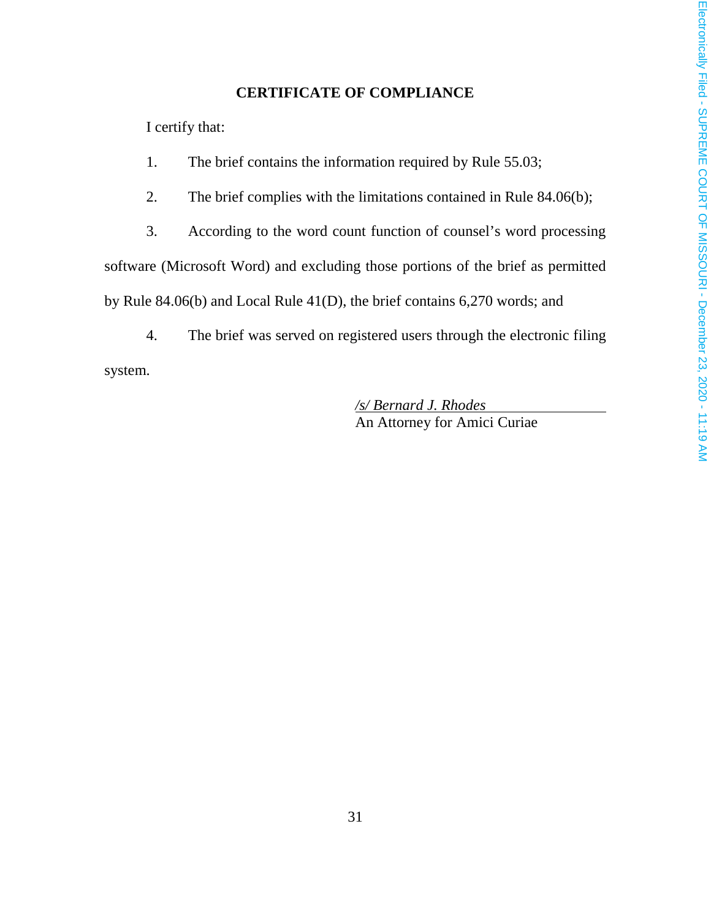**CERTIFICATE OF COMPLIANCE**

I certify that:

1. The brief contains the information required by Rule 55.03;

2. The brief complies with the limitations contained in Rule 84.06(b);

3. According to the word count function of counsel's word processing software (Microsoft Word) and excluding those portions of the brief as permitted by Rule 84.06(b) and Local Rule 41(D), the brief contains 6,270 words; and

4. The brief was served on registered users through the electronic filing system.

*/s/ Bernard J. Rhodes*
An Attorney for Amici Curiae